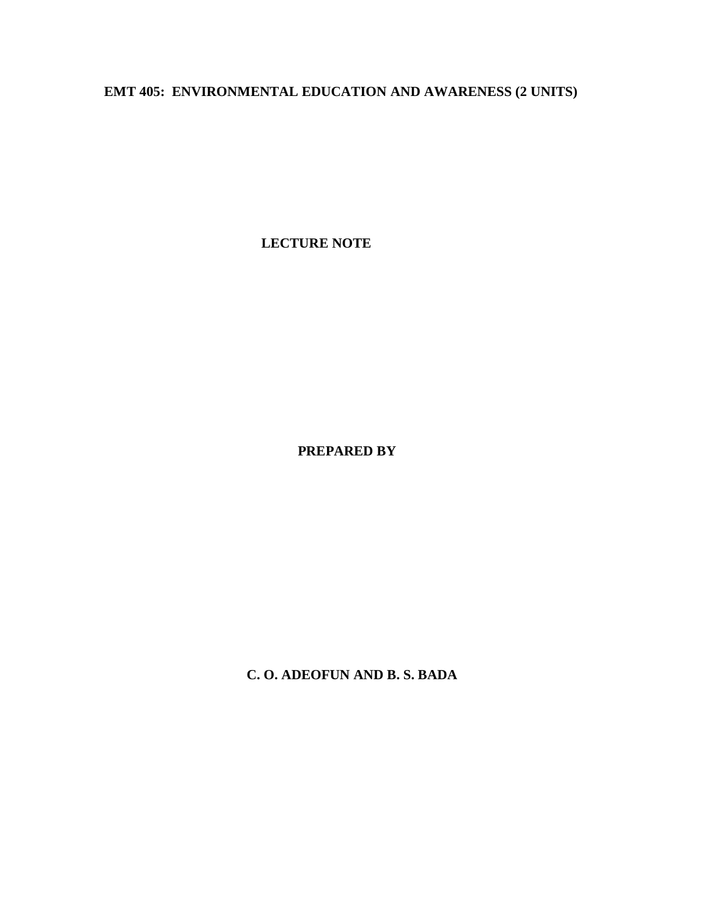# EMT 405: ENVIRONMENTAL EDUCATION AND AWARENESS (2 UNITS)

**LECTURE NOTE**

**PREPARED BY**

**C. O. ADEOFUN AND B. S. BADA**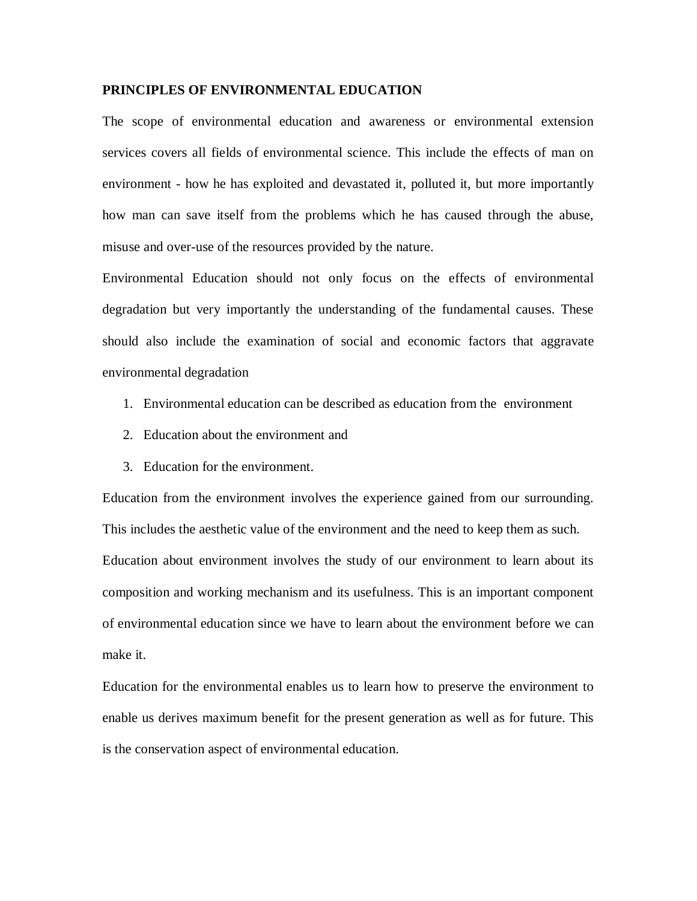**PRINCIPLES OF ENVIRONMENTAL EDUCATION**

The scope of environmental education and awareness or environmental extension services covers all fields of environmental science. This include the effects of man on environment - how he has exploited and devastated it, polluted it, but more importantly how man can save itself from the problems which he has caused through the abuse, misuse and over-use of the resources provided by the nature.

Environmental Education should not only focus on the effects of environmental degradation but very importantly the understanding of the fundamental causes. These should also include the examination of social and economic factors that aggravate environmental degradation

1. Environmental education can be described as education from the environment
2. Education about the environment and
3. Education for the environment.

Education from the environment involves the experience gained from our surrounding. This includes the aesthetic value of the environment and the need to keep them as such.

Education about environment involves the study of our environment to learn about its composition and working mechanism and its usefulness. This is an important component of environmental education since we have to learn about the environment before we can make it.

Education for the environmental enables us to learn how to preserve the environment to enable us derives maximum benefit for the present generation as well as for future. This is the conservation aspect of environmental education.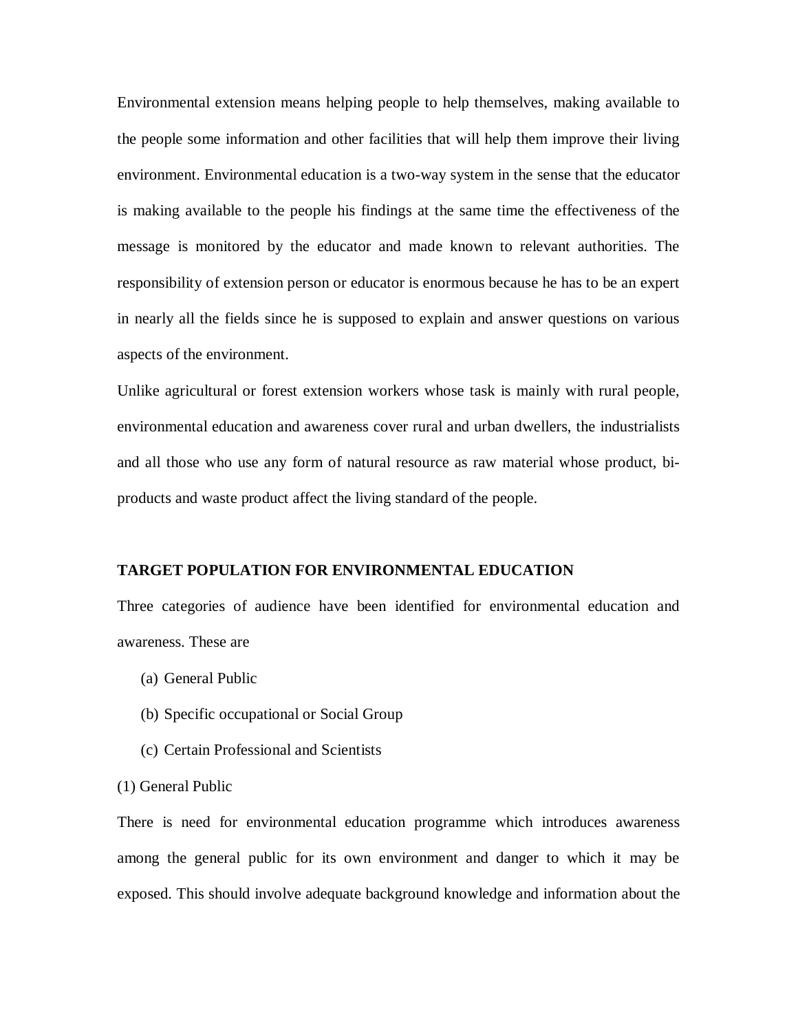Environmental extension means helping people to help themselves, making available to the people some information and other facilities that will help them improve their living environment. Environmental education is a two-way system in the sense that the educator is making available to the people his findings at the same time the effectiveness of the message is monitored by the educator and made known to relevant authorities. The responsibility of extension person or educator is enormous because he has to be an expert in nearly all the fields since he is supposed to explain and answer questions on various aspects of the environment.

Unlike agricultural or forest extension workers whose task is mainly with rural people, environmental education and awareness cover rural and urban dwellers, the industrialists and all those who use any form of natural resource as raw material whose product, bi-products and waste product affect the living standard of the people.

**TARGET POPULATION FOR ENVIRONMENTAL EDUCATION**

Three categories of audience have been identified for environmental education and awareness. These are

(a) General Public

(b) Specific occupational or Social Group

(c) Certain Professional and Scientists

(1) General Public

There is need for environmental education programme which introduces awareness among the general public for its own environment and danger to which it may be exposed. This should involve adequate background knowledge and information about the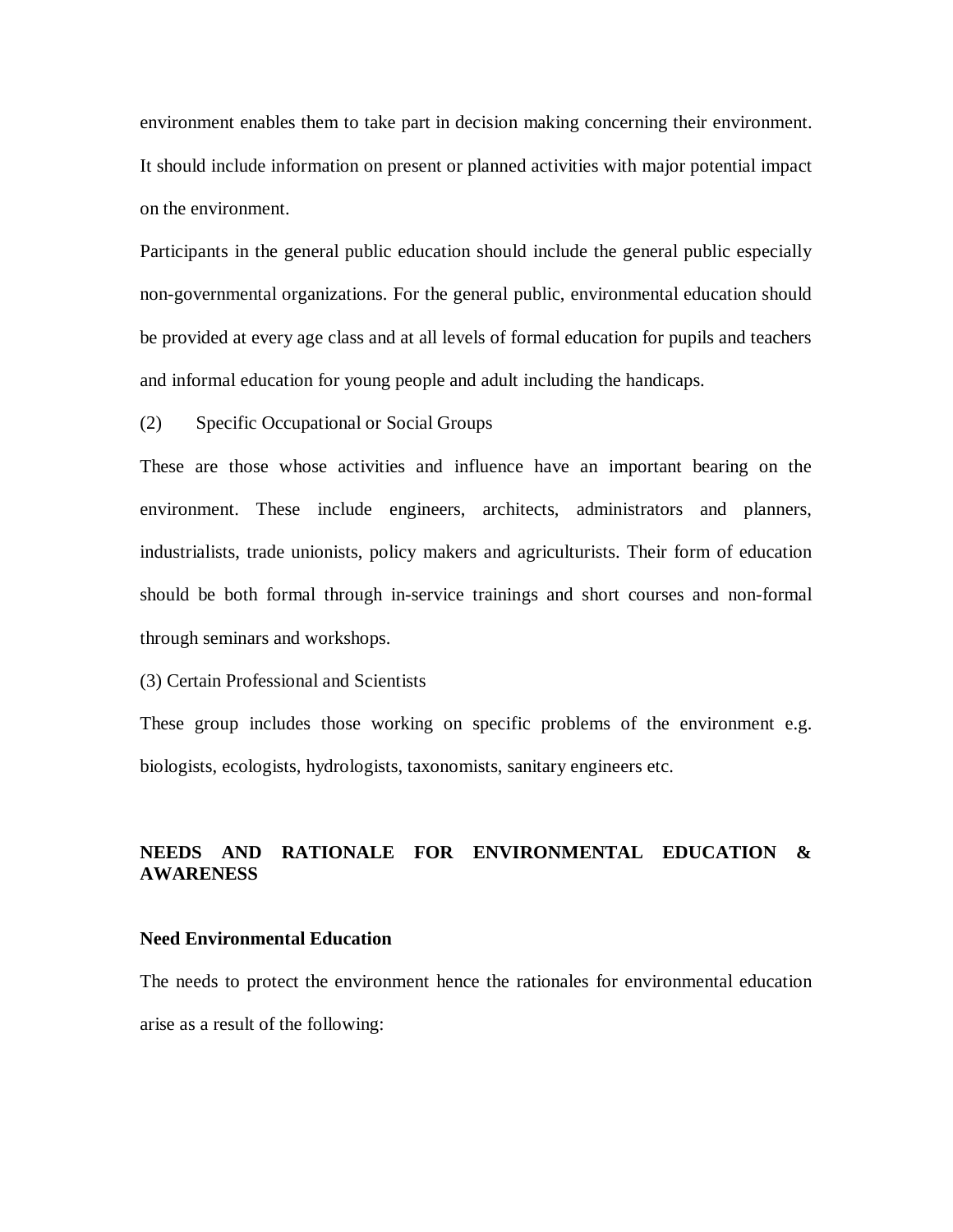environment enables them to take part in decision making concerning their environment. It should include information on present or planned activities with major potential impact on the environment.

Participants in the general public education should include the general public especially non-governmental organizations. For the general public, environmental education should be provided at every age class and at all levels of formal education for pupils and teachers and informal education for young people and adult including the handicaps.

(2) Specific Occupational or Social Groups

These are those whose activities and influence have an important bearing on the environment. These include engineers, architects, administrators and planners, industrialists, trade unionists, policy makers and agriculturists. Their form of education should be both formal through in-service trainings and short courses and non-formal through seminars and workshops.

(3) Certain Professional and Scientists

These group includes those working on specific problems of the environment e.g. biologists, ecologists, hydrologists, taxonomists, sanitary engineers etc.

## NEEDS AND RATIONALE FOR ENVIRONMENTAL EDUCATION & AWARENESS

### Need Environmental Education

The needs to protect the environment hence the rationales for environmental education arise as a result of the following: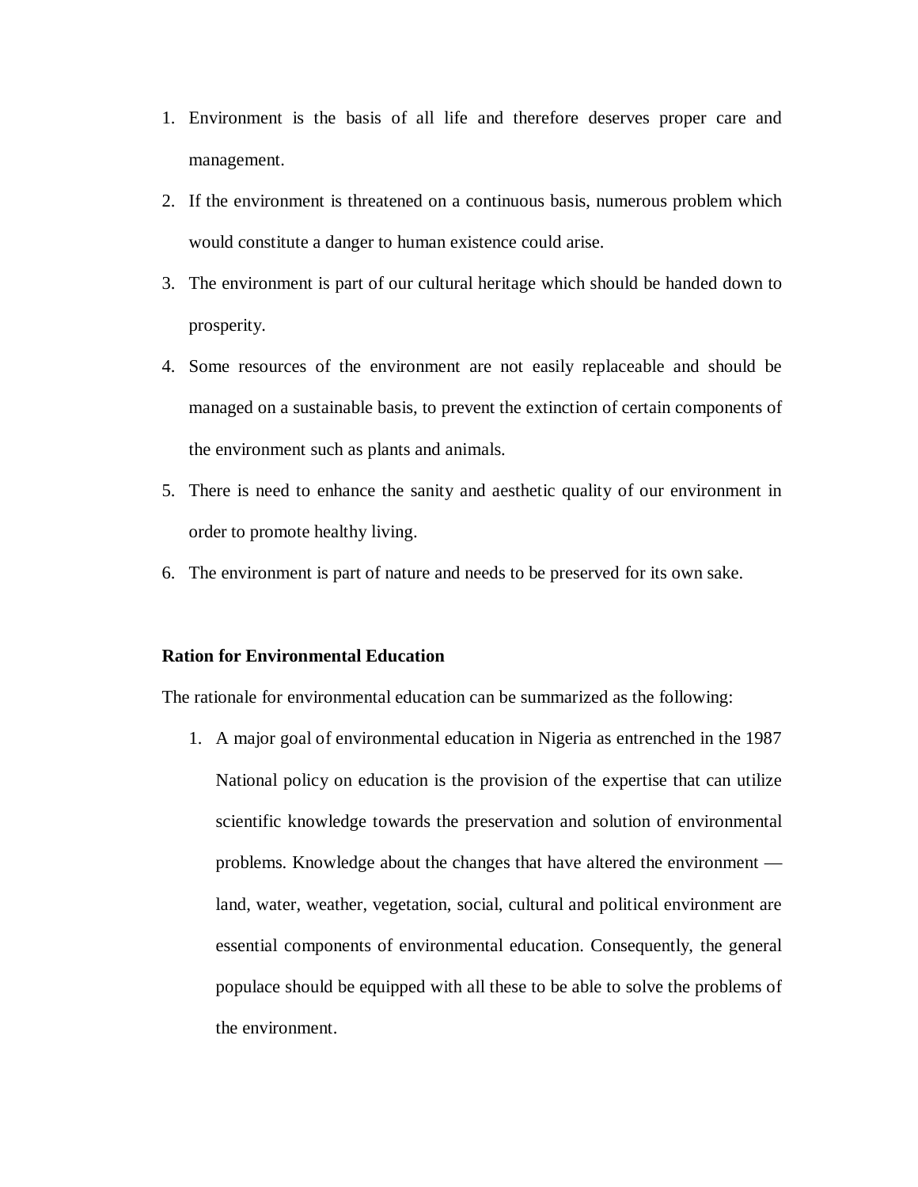1. Environment is the basis of all life and therefore deserves proper care and management.
2. If the environment is threatened on a continuous basis, numerous problem which would constitute a danger to human existence could arise.
3. The environment is part of our cultural heritage which should be handed down to prosperity.
4. Some resources of the environment are not easily replaceable and should be managed on a sustainable basis, to prevent the extinction of certain components of the environment such as plants and animals.
5. There is need to enhance the sanity and aesthetic quality of our environment in order to promote healthy living.
6. The environment is part of nature and needs to be preserved for its own sake.

**Ration for Environmental Education**

The rationale for environmental education can be summarized as the following:

1. A major goal of environmental education in Nigeria as entrenched in the 1987 National policy on education is the provision of the expertise that can utilize scientific knowledge towards the preservation and solution of environmental problems. Knowledge about the changes that have altered the environment — land, water, weather, vegetation, social, cultural and political environment are essential components of environmental education. Consequently, the general populace should be equipped with all these to be able to solve the problems of the environment.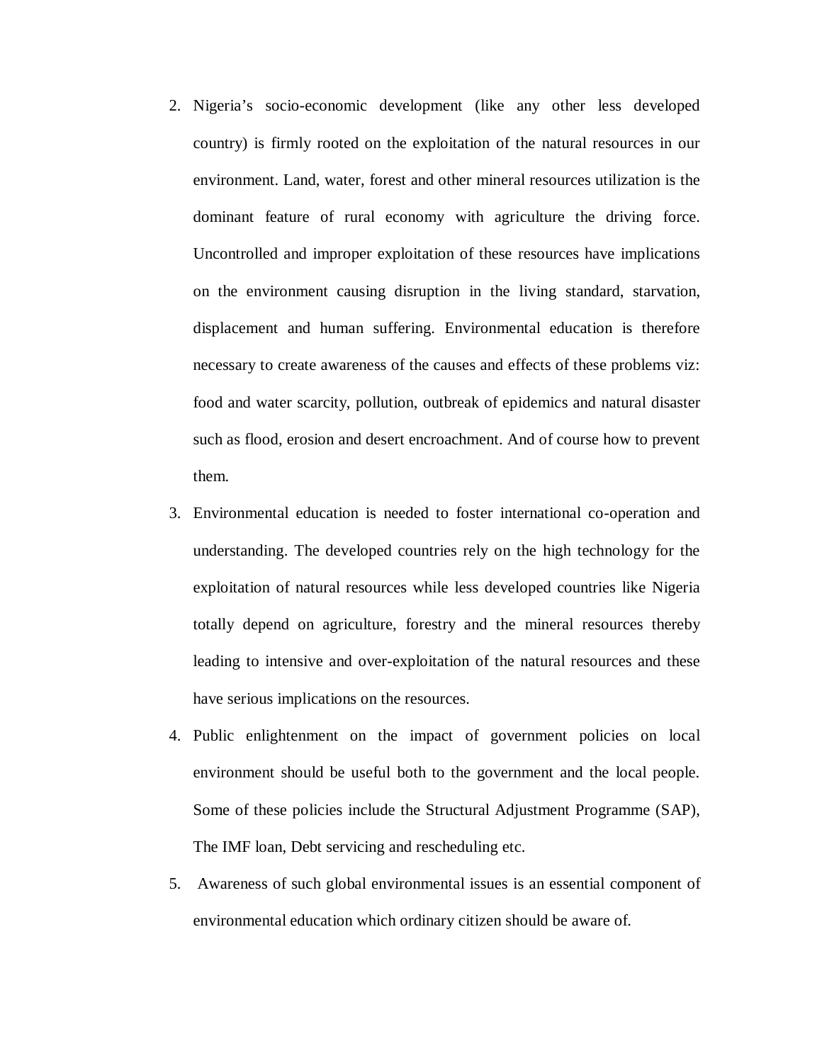2. Nigeria's socio-economic development (like any other less developed country) is firmly rooted on the exploitation of the natural resources in our environment. Land, water, forest and other mineral resources utilization is the dominant feature of rural economy with agriculture the driving force. Uncontrolled and improper exploitation of these resources have implications on the environment causing disruption in the living standard, starvation, displacement and human suffering. Environmental education is therefore necessary to create awareness of the causes and effects of these problems viz: food and water scarcity, pollution, outbreak of epidemics and natural disaster such as flood, erosion and desert encroachment. And of course how to prevent them.
3. Environmental education is needed to foster international co-operation and understanding. The developed countries rely on the high technology for the exploitation of natural resources while less developed countries like Nigeria totally depend on agriculture, forestry and the mineral resources thereby leading to intensive and over-exploitation of the natural resources and these have serious implications on the resources.
4. Public enlightenment on the impact of government policies on local environment should be useful both to the government and the local people. Some of these policies include the Structural Adjustment Programme (SAP), The IMF loan, Debt servicing and rescheduling etc.
5. Awareness of such global environmental issues is an essential component of environmental education which ordinary citizen should be aware of.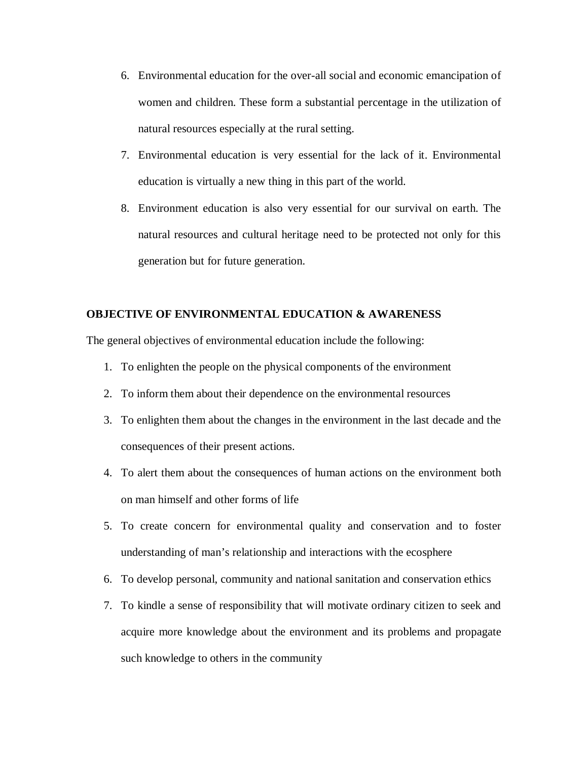6. Environmental education for the over-all social and economic emancipation of women and children. These form a substantial percentage in the utilization of natural resources especially at the rural setting.
7. Environmental education is very essential for the lack of it. Environmental education is virtually a new thing in this part of the world.
8. Environment education is also very essential for our survival on earth. The natural resources and cultural heritage need to be protected not only for this generation but for future generation.

## OBJECTIVE OF ENVIRONMENTAL EDUCATION & AWARENESS

The general objectives of environmental education include the following:

1. To enlighten the people on the physical components of the environment
2. To inform them about their dependence on the environmental resources
3. To enlighten them about the changes in the environment in the last decade and the consequences of their present actions.
4. To alert them about the consequences of human actions on the environment both on man himself and other forms of life
5. To create concern for environmental quality and conservation and to foster understanding of man's relationship and interactions with the ecosphere
6. To develop personal, community and national sanitation and conservation ethics
7. To kindle a sense of responsibility that will motivate ordinary citizen to seek and acquire more knowledge about the environment and its problems and propagate such knowledge to others in the community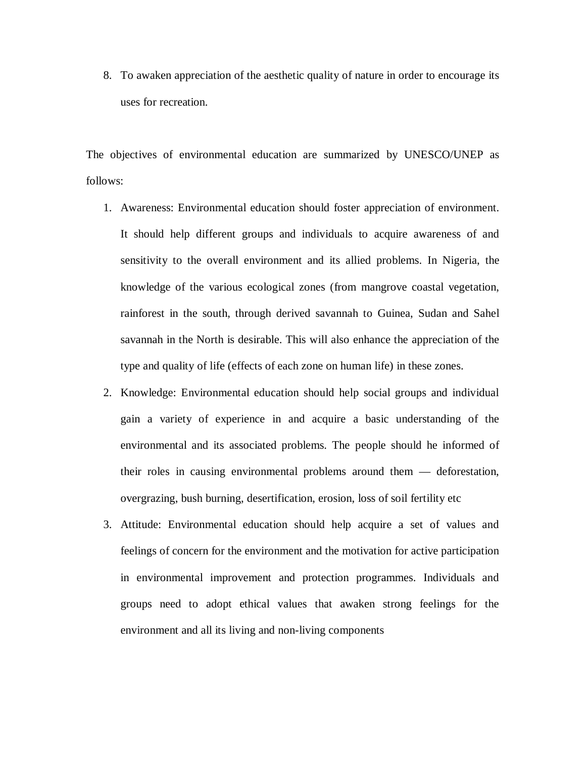8. To awaken appreciation of the aesthetic quality of nature in order to encourage its uses for recreation.

The objectives of environmental education are summarized by UNESCO/UNEP as follows:

1. Awareness: Environmental education should foster appreciation of environment. It should help different groups and individuals to acquire awareness of and sensitivity to the overall environment and its allied problems. In Nigeria, the knowledge of the various ecological zones (from mangrove coastal vegetation, rainforest in the south, through derived savannah to Guinea, Sudan and Sahel savannah in the North is desirable. This will also enhance the appreciation of the type and quality of life (effects of each zone on human life) in these zones.
2. Knowledge: Environmental education should help social groups and individual gain a variety of experience in and acquire a basic understanding of the environmental and its associated problems. The people should he informed of their roles in causing environmental problems around them — deforestation, overgrazing, bush burning, desertification, erosion, loss of soil fertility etc
3. Attitude: Environmental education should help acquire a set of values and feelings of concern for the environment and the motivation for active participation in environmental improvement and protection programmes. Individuals and groups need to adopt ethical values that awaken strong feelings for the environment and all its living and non-living components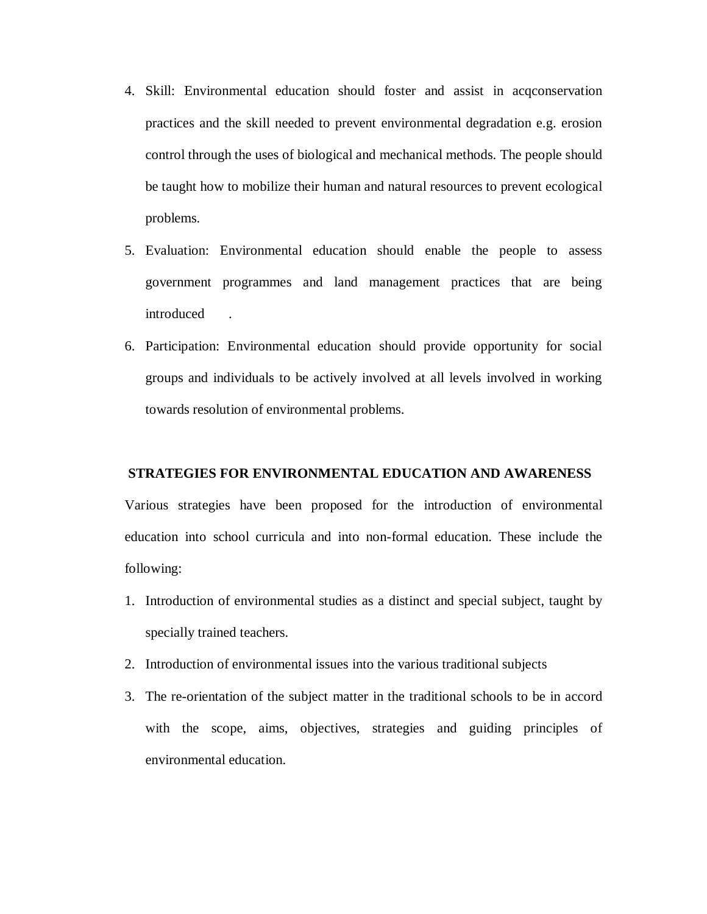4. Skill: Environmental education should foster and assist in acqconservation practices and the skill needed to prevent environmental degradation e.g. erosion control through the uses of biological and mechanical methods. The people should be taught how to mobilize their human and natural resources to prevent ecological problems.
5. Evaluation: Environmental education should enable the people to assess government programmes and land management practices that are being introduced .
6. Participation: Environmental education should provide opportunity for social groups and individuals to be actively involved at all levels involved in working towards resolution of environmental problems.

## STRATEGIES FOR ENVIRONMENTAL EDUCATION AND AWARENESS

Various strategies have been proposed for the introduction of environmental education into school curricula and into non-formal education. These include the following:

1. Introduction of environmental studies as a distinct and special subject, taught by specially trained teachers.
2. Introduction of environmental issues into the various traditional subjects
3. The re-orientation of the subject matter in the traditional schools to be in accord with the scope, aims, objectives, strategies and guiding principles of environmental education.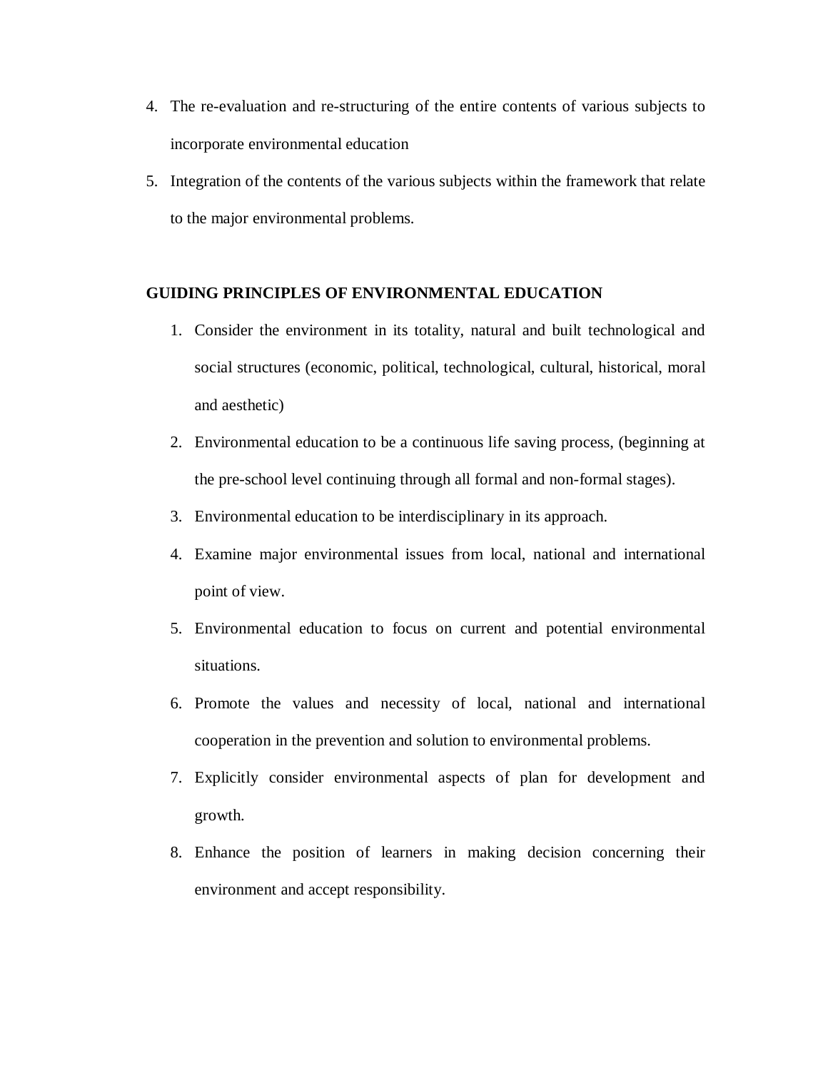4. The re-evaluation and re-structuring of the entire contents of various subjects to incorporate environmental education
5. Integration of the contents of the various subjects within the framework that relate to the major environmental problems.

**GUIDING PRINCIPLES OF ENVIRONMENTAL EDUCATION**

1. Consider the environment in its totality, natural and built technological and social structures (economic, political, technological, cultural, historical, moral and aesthetic)
2. Environmental education to be a continuous life saving process, (beginning at the pre-school level continuing through all formal and non-formal stages).
3. Environmental education to be interdisciplinary in its approach.
4. Examine major environmental issues from local, national and international point of view.
5. Environmental education to focus on current and potential environmental situations.
6. Promote the values and necessity of local, national and international cooperation in the prevention and solution to environmental problems.
7. Explicitly consider environmental aspects of plan for development and growth.
8. Enhance the position of learners in making decision concerning their environment and accept responsibility.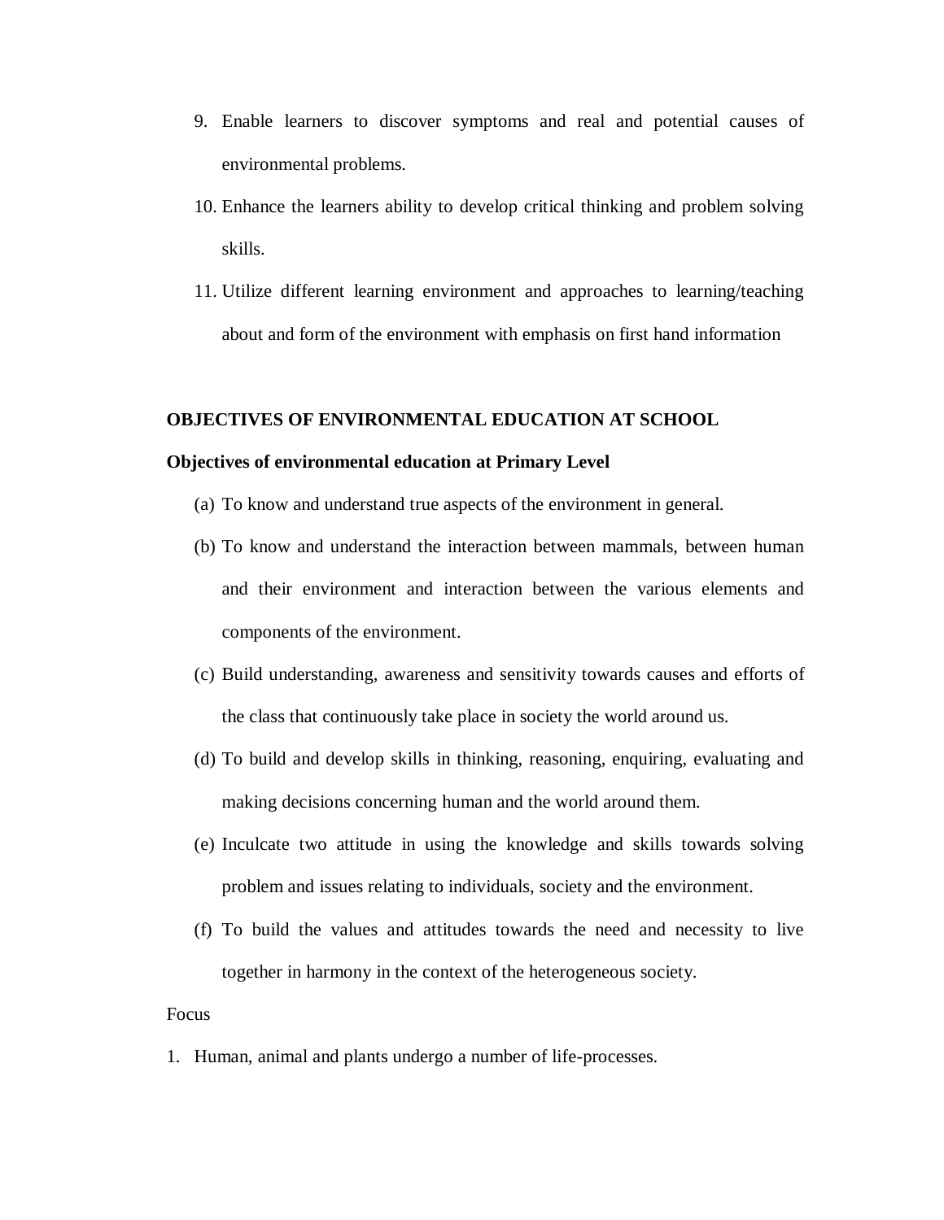9. Enable learners to discover symptoms and real and potential causes of environmental problems.
10. Enhance the learners ability to develop critical thinking and problem solving skills.
11. Utilize different learning environment and approaches to learning/teaching about and form of the environment with emphasis on first hand information

**OBJECTIVES OF ENVIRONMENTAL EDUCATION AT SCHOOL**

**Objectives of environmental education at Primary Level**

(a) To know and understand true aspects of the environment in general.

(b) To know and understand the interaction between mammals, between human and their environment and interaction between the various elements and components of the environment.

(c) Build understanding, awareness and sensitivity towards causes and efforts of the class that continuously take place in society the world around us.

(d) To build and develop skills in thinking, reasoning, enquiring, evaluating and making decisions concerning human and the world around them.

(e) Inculcate two attitude in using the knowledge and skills towards solving problem and issues relating to individuals, society and the environment.

(f) To build the values and attitudes towards the need and necessity to live together in harmony in the context of the heterogeneous society.

Focus

1. Human, animal and plants undergo a number of life-processes.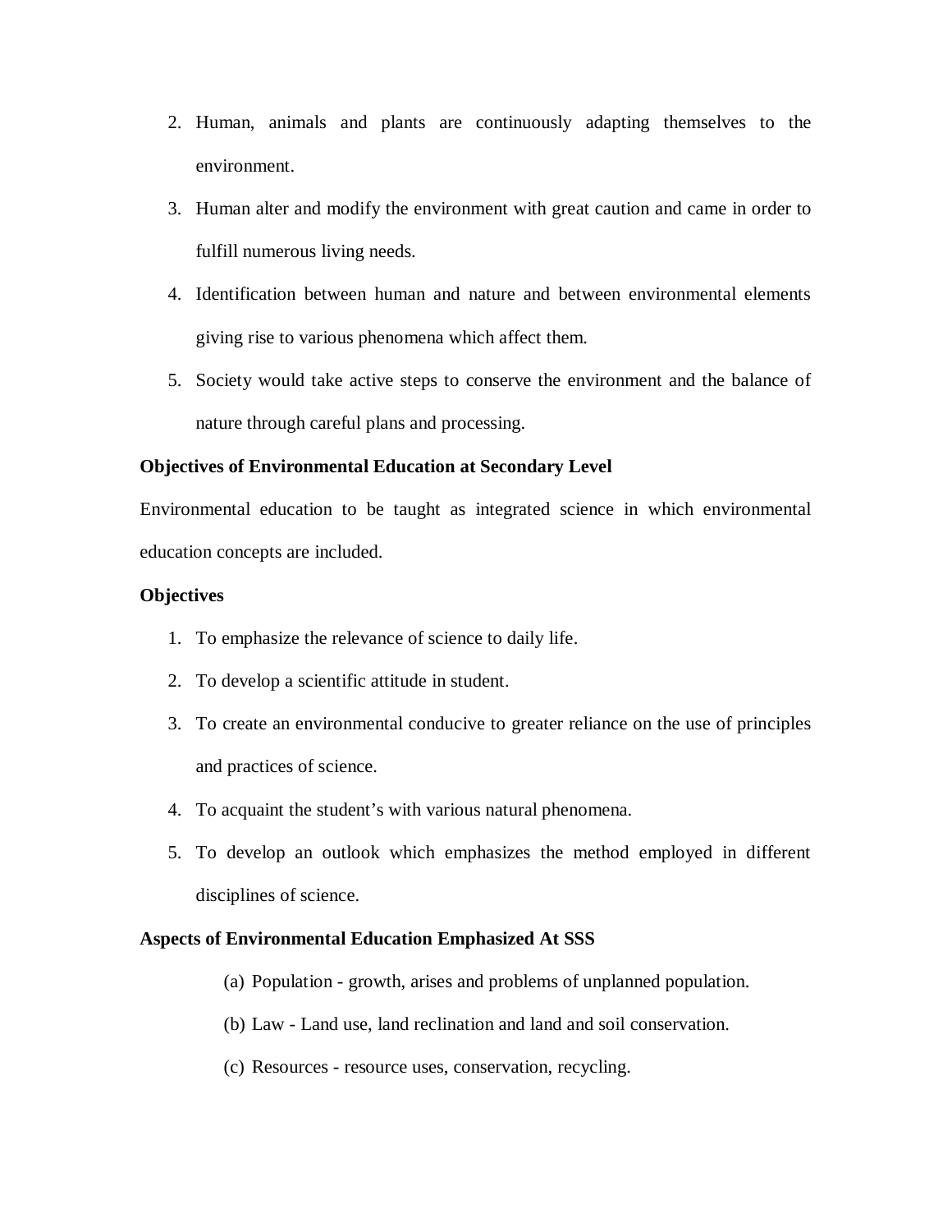2. Human, animals and plants are continuously adapting themselves to the environment.
3. Human alter and modify the environment with great caution and came in order to fulfill numerous living needs.
4. Identification between human and nature and between environmental elements giving rise to various phenomena which affect them.
5. Society would take active steps to conserve the environment and the balance of nature through careful plans and processing.

**Objectives of Environmental Education at Secondary Level**

Environmental education to be taught as integrated science in which environmental education concepts are included.

**Objectives**

1. To emphasize the relevance of science to daily life.
2. To develop a scientific attitude in student.
3. To create an environmental conducive to greater reliance on the use of principles and practices of science.
4. To acquaint the student's with various natural phenomena.
5. To develop an outlook which emphasizes the method employed in different disciplines of science.

**Aspects of Environmental Education Emphasized At SSS**

(a) Population - growth, arises and problems of unplanned population.

(b) Law - Land use, land reclination and land and soil conservation.

(c) Resources - resource uses, conservation, recycling.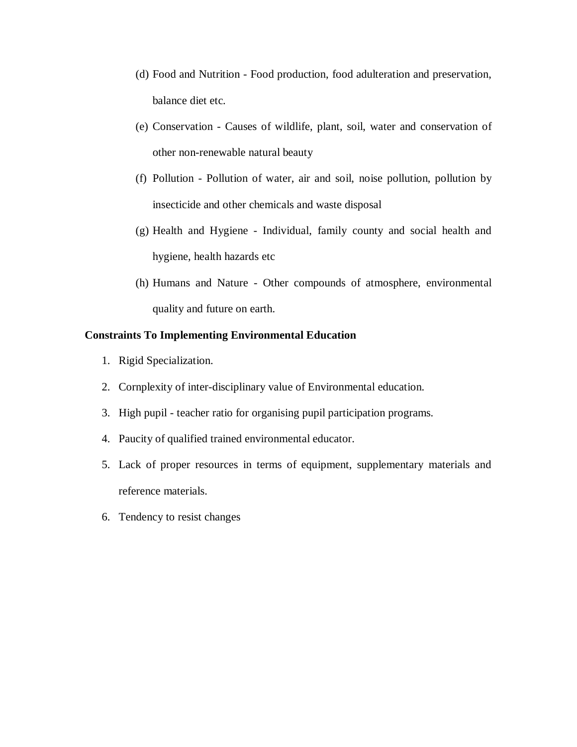(d) Food and Nutrition - Food production, food adulteration and preservation, balance diet etc.

(e) Conservation - Causes of wildlife, plant, soil, water and conservation of other non-renewable natural beauty

(f) Pollution - Pollution of water, air and soil, noise pollution, pollution by insecticide and other chemicals and waste disposal

(g) Health and Hygiene - Individual, family county and social health and hygiene, health hazards etc

(h) Humans and Nature - Other compounds of atmosphere, environmental quality and future on earth.

**Constraints To Implementing Environmental Education**

1. Rigid Specialization.
2. Cornplexity of inter-disciplinary value of Environmental education.
3. High pupil - teacher ratio for organising pupil participation programs.
4. Paucity of qualified trained environmental educator.
5. Lack of proper resources in terms of equipment, supplementary materials and reference materials.
6. Tendency to resist changes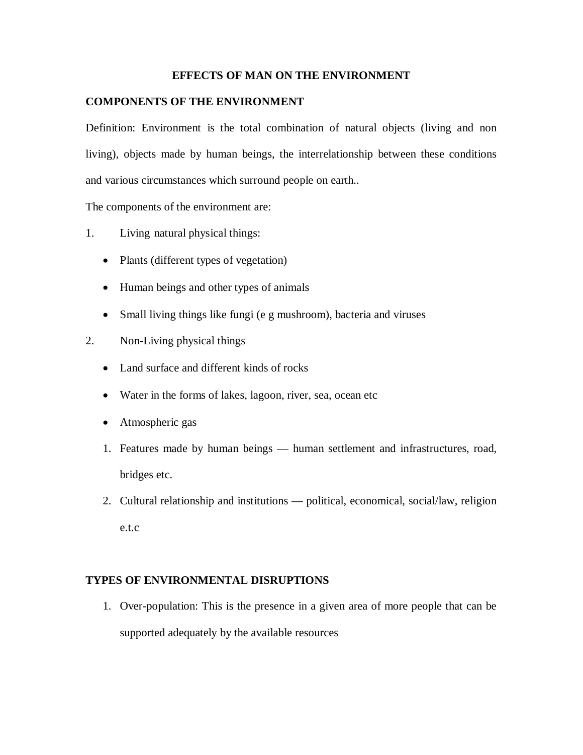# EFFECTS OF MAN ON THE ENVIRONMENT

## COMPONENTS OF THE ENVIRONMENT

Definition: Environment is the total combination of natural objects (living and non living), objects made by human beings, the interrelationship between these conditions and various circumstances which surround people on earth..

The components of the environment are:

1. Living natural physical things:
   - Plants (different types of vegetation)
   - Human beings and other types of animals
   - Small living things like fungi (e g mushroom), bacteria and viruses
2. Non-Living physical things
   - Land surface and different kinds of rocks
   - Water in the forms of lakes, lagoon, river, sea, ocean etc
   - Atmospheric gas
   1. Features made by human beings — human settlement and infrastructures, road, bridges etc.
   2. Cultural relationship and institutions — political, economical, social/law, religion e.t.c

## TYPES OF ENVIRONMENTAL DISRUPTIONS

1. Over-population: This is the presence in a given area of more people that can be supported adequately by the available resources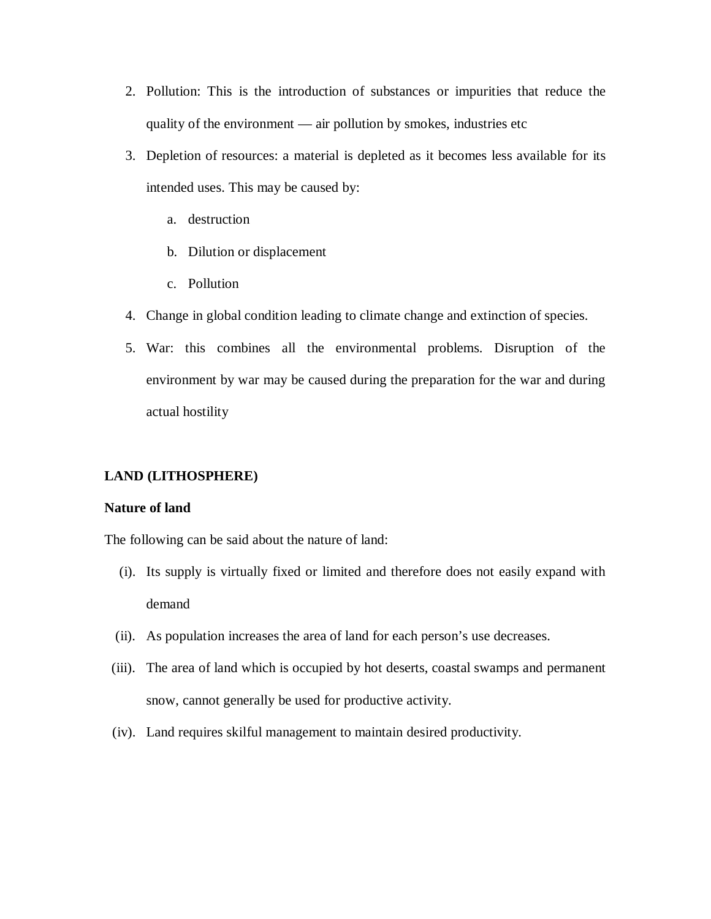2. Pollution: This is the introduction of substances or impurities that reduce the quality of the environment — air pollution by smokes, industries etc
3. Depletion of resources: a material is depleted as it becomes less available for its intended uses. This may be caused by:
   a. destruction
   b. Dilution or displacement
   c. Pollution
4. Change in global condition leading to climate change and extinction of species.
5. War: this combines all the environmental problems. Disruption of the environment by war may be caused during the preparation for the war and during actual hostility

**LAND (LITHOSPHERE)**

**Nature of land**

The following can be said about the nature of land:

(i). Its supply is virtually fixed or limited and therefore does not easily expand with demand

(ii). As population increases the area of land for each person's use decreases.

(iii). The area of land which is occupied by hot deserts, coastal swamps and permanent snow, cannot generally be used for productive activity.

(iv). Land requires skilful management to maintain desired productivity.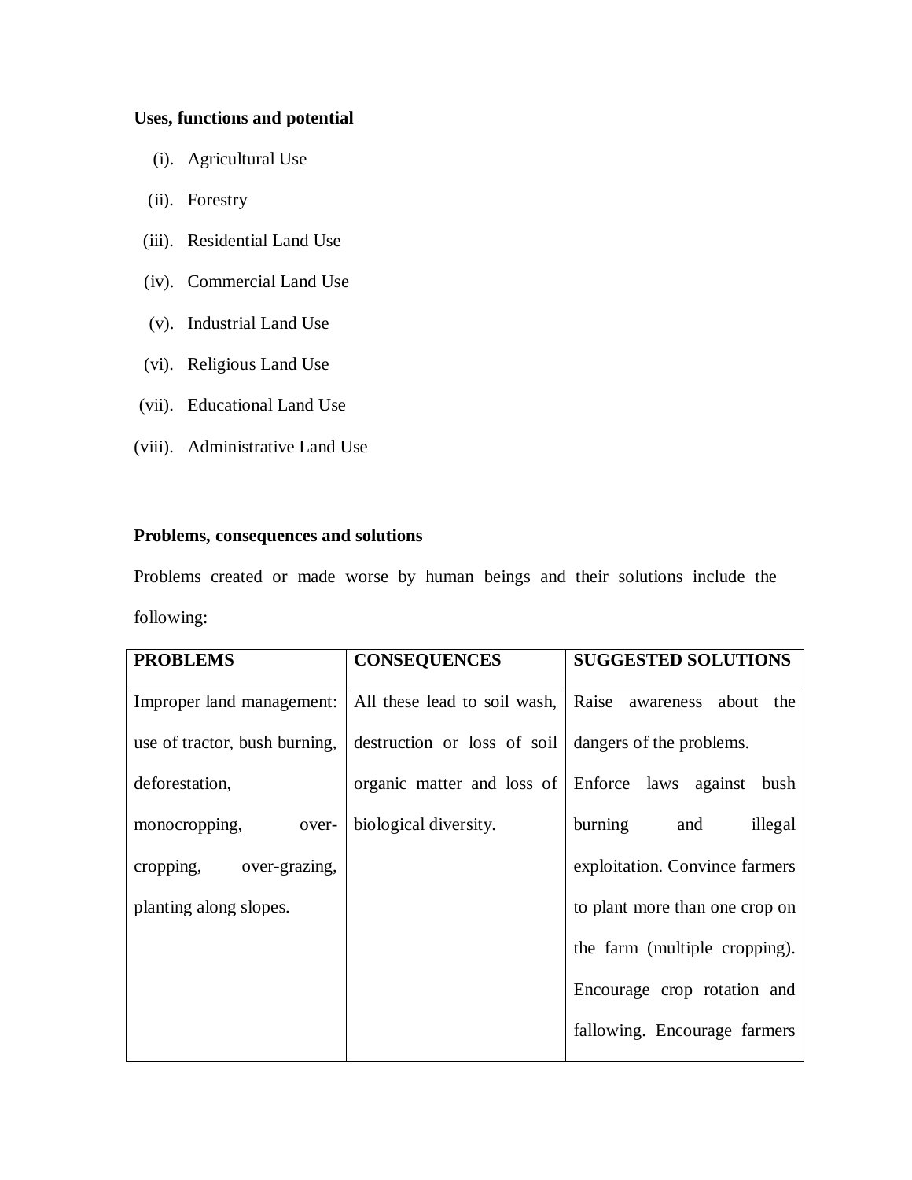**Uses, functions and potential**

(i). Agricultural Use

(ii). Forestry

(iii). Residential Land Use

(iv). Commercial Land Use

(v). Industrial Land Use

(vi). Religious Land Use

(vii). Educational Land Use

(viii). Administrative Land Use

**Problems, consequences and solutions**

Problems created or made worse by human beings and their solutions include the following:

| PROBLEMS | CONSEQUENCES | SUGGESTED SOLUTIONS |
|---|---|---|
| Improper land management: use of tractor, bush burning, deforestation, monocropping, over-cropping, over-grazing, planting along slopes. | All these lead to soil wash, destruction or loss of soil organic matter and loss of biological diversity. | Raise awareness about the dangers of the problems. Enforce laws against bush burning and illegal exploitation. Convince farmers to plant more than one crop on the farm (multiple cropping). Encourage crop rotation and fallowing. Encourage farmers |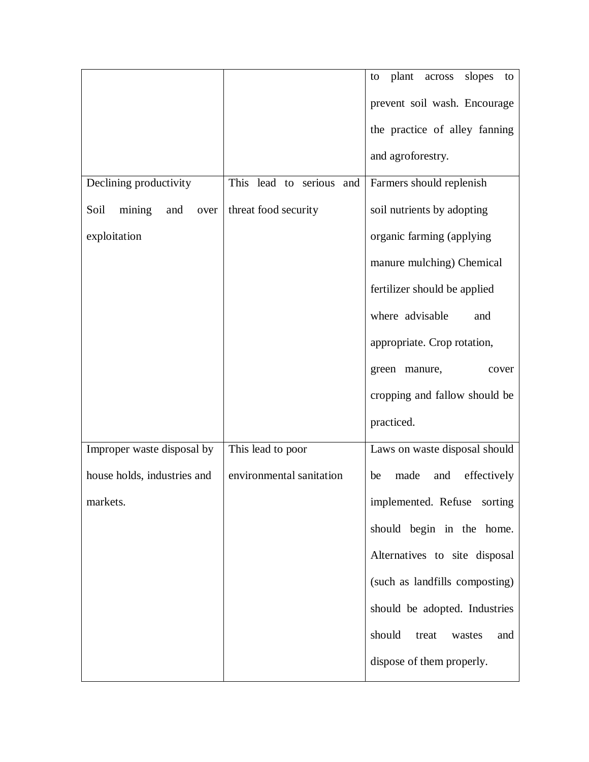|  |  |  |
|---|---|---|
|  |  | to plant across slopes to prevent soil wash. Encourage the practice of alley fanning and agroforestry. |
| Declining productivity Soil mining and over exploitation | This lead to serious and threat food security | Farmers should replenish soil nutrients by adopting organic farming (applying manure mulching) Chemical fertilizer should be applied where advisable and appropriate. Crop rotation, green manure, cover cropping and fallow should be practiced. |
| Improper waste disposal by house holds, industries and markets. | This lead to poor environmental sanitation | Laws on waste disposal should be made and effectively implemented. Refuse sorting should begin in the home. Alternatives to site disposal (such as landfills composting) should be adopted. Industries should treat wastes and dispose of them properly. |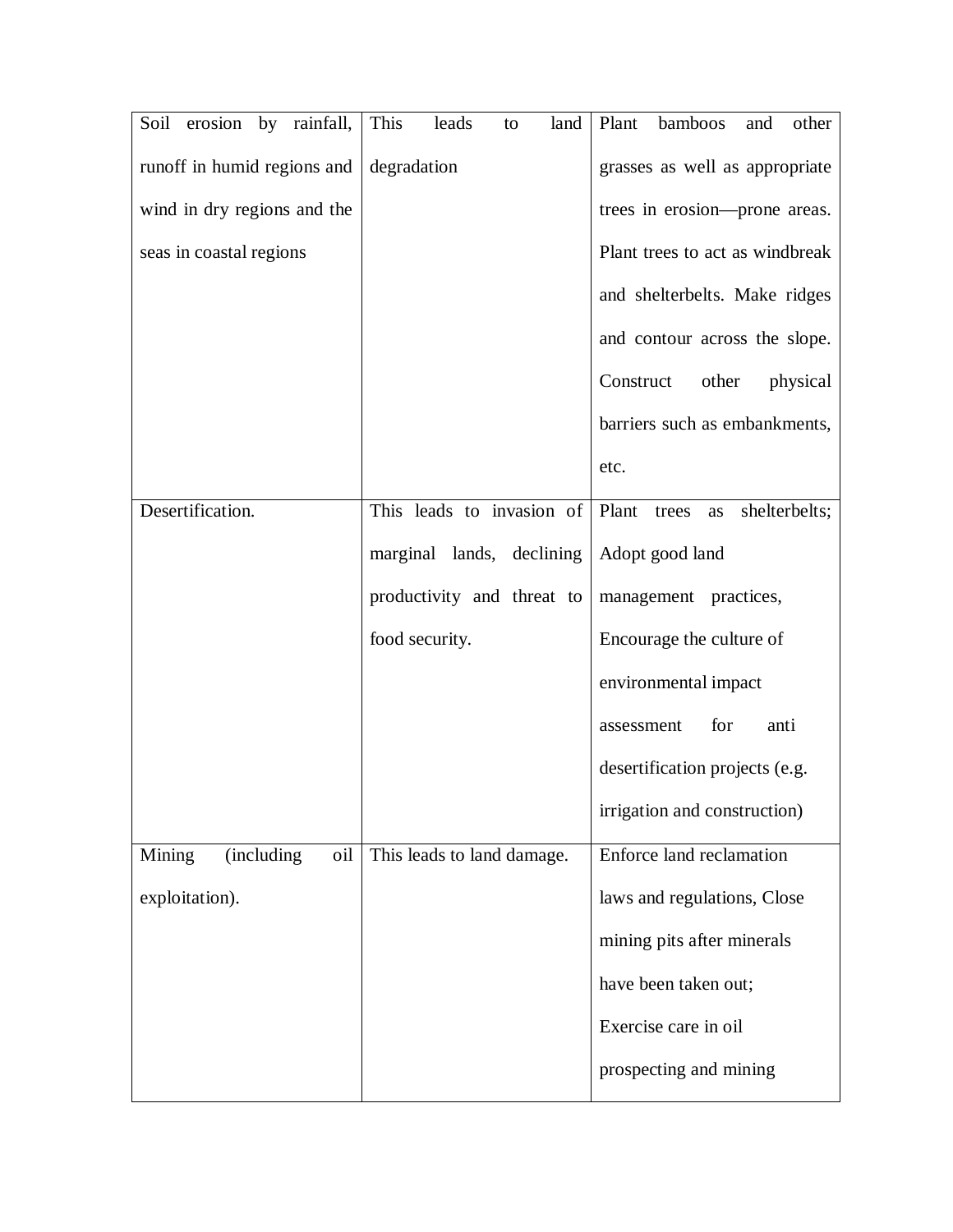| | | |
|---|---|---|
| Soil erosion by rainfall, runoff in humid regions and wind in dry regions and the seas in coastal regions | This leads to land degradation | Plant bamboos and other grasses as well as appropriate trees in erosion—prone areas. Plant trees to act as windbreak and shelterbelts. Make ridges and contour across the slope. Construct other physical barriers such as embankments, etc. |
| Desertification. | This leads to invasion of marginal lands, declining productivity and threat to food security. | Plant trees as shelterbelts; Adopt good land management practices, Encourage the culture of environmental impact assessment for anti desertification projects (e.g. irrigation and construction) |
| Mining (including oil exploitation). | This leads to land damage. | Enforce land reclamation laws and regulations, Close mining pits after minerals have been taken out; Exercise care in oil prospecting and mining |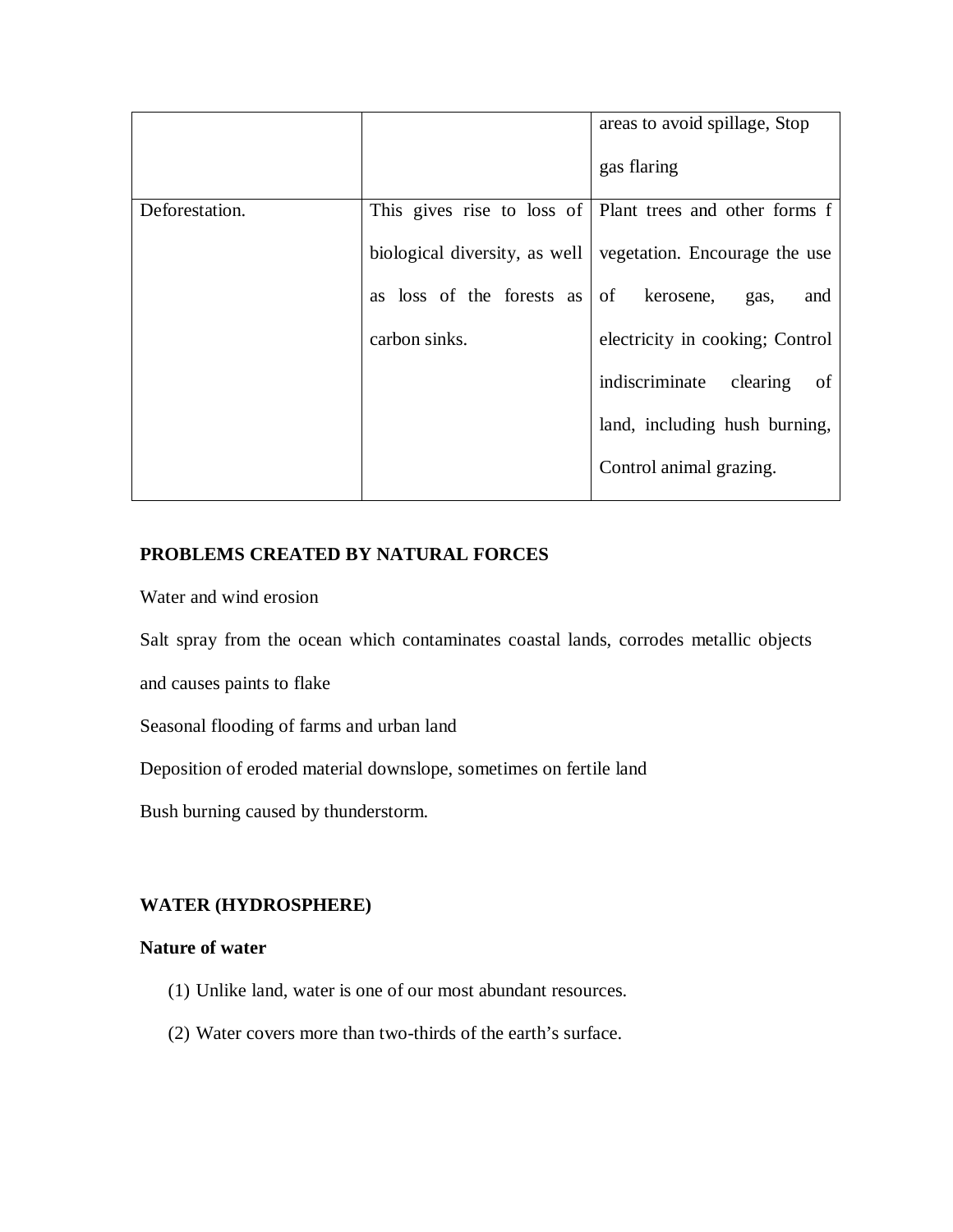| | | |
|---|---|---|
| | | areas to avoid spillage, Stop gas flaring |
| Deforestation. | This gives rise to loss of biological diversity, as well as loss of the forests as carbon sinks. | Plant trees and other forms f vegetation. Encourage the use of kerosene, gas, and electricity in cooking; Control indiscriminate clearing of land, including hush burning, Control animal grazing. |

**PROBLEMS CREATED BY NATURAL FORCES**

Water and wind erosion

Salt spray from the ocean which contaminates coastal lands, corrodes metallic objects and causes paints to flake

Seasonal flooding of farms and urban land

Deposition of eroded material downslope, sometimes on fertile land

Bush burning caused by thunderstorm.

**WATER (HYDROSPHERE)**

**Nature of water**

(1) Unlike land, water is one of our most abundant resources.

(2) Water covers more than two-thirds of the earth's surface.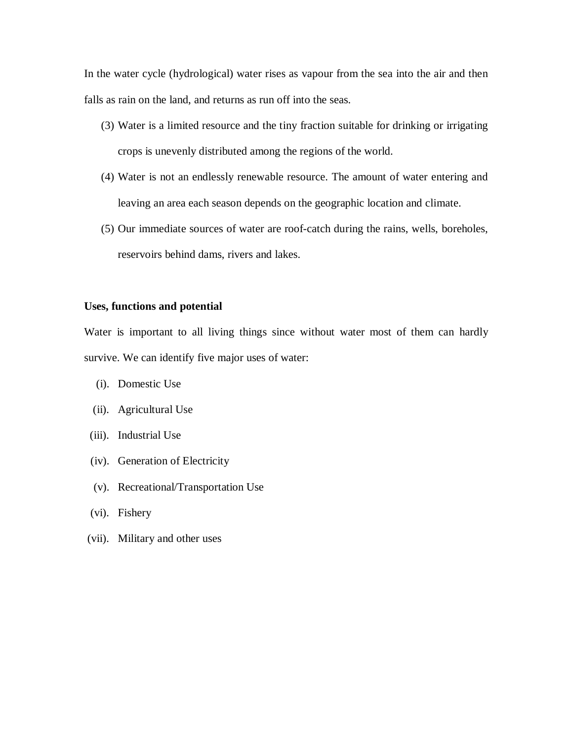In the water cycle (hydrological) water rises as vapour from the sea into the air and then falls as rain on the land, and returns as run off into the seas.

(3) Water is a limited resource and the tiny fraction suitable for drinking or irrigating crops is unevenly distributed among the regions of the world.

(4) Water is not an endlessly renewable resource. The amount of water entering and leaving an area each season depends on the geographic location and climate.

(5) Our immediate sources of water are roof-catch during the rains, wells, boreholes, reservoirs behind dams, rivers and lakes.

**Uses, functions and potential**

Water is important to all living things since without water most of them can hardly survive. We can identify five major uses of water:

(i). Domestic Use

(ii). Agricultural Use

(iii). Industrial Use

(iv). Generation of Electricity

(v). Recreational/Transportation Use

(vi). Fishery

(vii). Military and other uses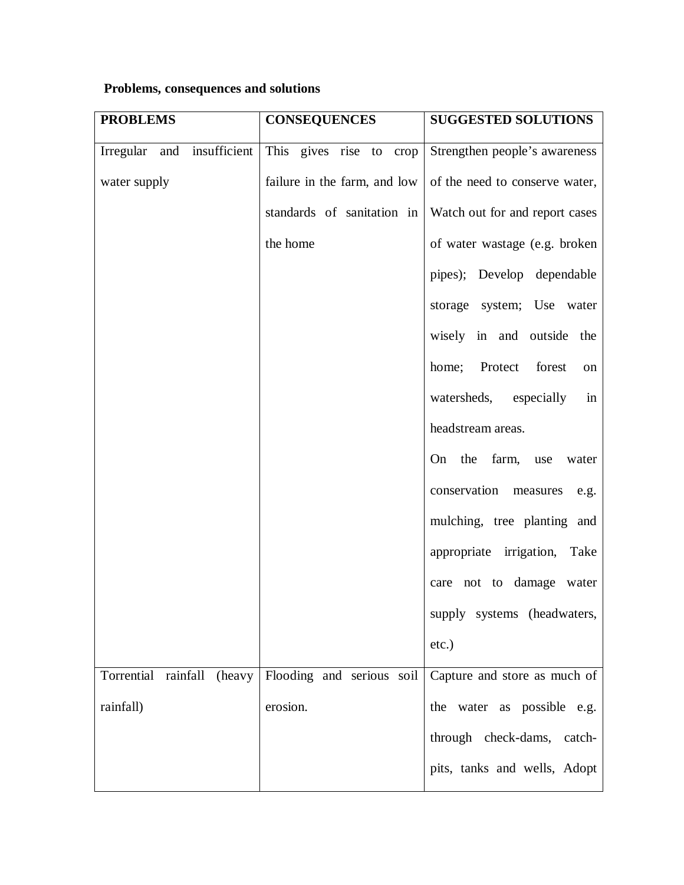**Problems, consequences and solutions**

| PROBLEMS | CONSEQUENCES | SUGGESTED SOLUTIONS |
|---|---|---|
| Irregular and insufficient water supply | This gives rise to crop failure in the farm, and low standards of sanitation in the home | Strengthen people's awareness of the need to conserve water, Watch out for and report cases of water wastage (e.g. broken pipes); Develop dependable storage system; Use water wisely in and outside the home; Protect forest on watersheds, especially in headstream areas. On the farm, use water conservation measures e.g. mulching, tree planting and appropriate irrigation, Take care not to damage water supply systems (headwaters, etc.) |
| Torrential rainfall (heavy rainfall) | Flooding and serious soil erosion. | Capture and store as much of the water as possible e.g. through check-dams, catch-pits, tanks and wells, Adopt |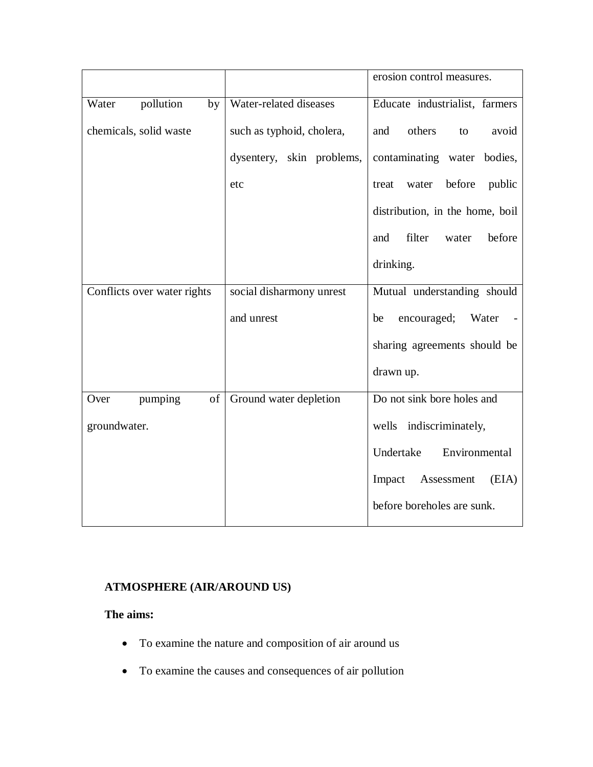| | | |
|---|---|---|
| | | erosion control measures. |
| Water pollution by chemicals, solid waste | Water-related diseases such as typhoid, cholera, dysentery, skin problems, etc | Educate industrialist, farmers and others to avoid contaminating water bodies, treat water before public distribution, in the home, boil and filter water before drinking. |
| Conflicts over water rights | social disharmony unrest and unrest | Mutual understanding should be encouraged; Water - sharing agreements should be drawn up. |
| Over pumping of groundwater. | Ground water depletion | Do not sink bore holes and wells indiscriminately, Undertake Environmental Impact Assessment (EIA) before boreholes are sunk. |

**ATMOSPHERE (AIR/AROUND US)**

**The aims:**

- To examine the nature and composition of air around us
- To examine the causes and consequences of air pollution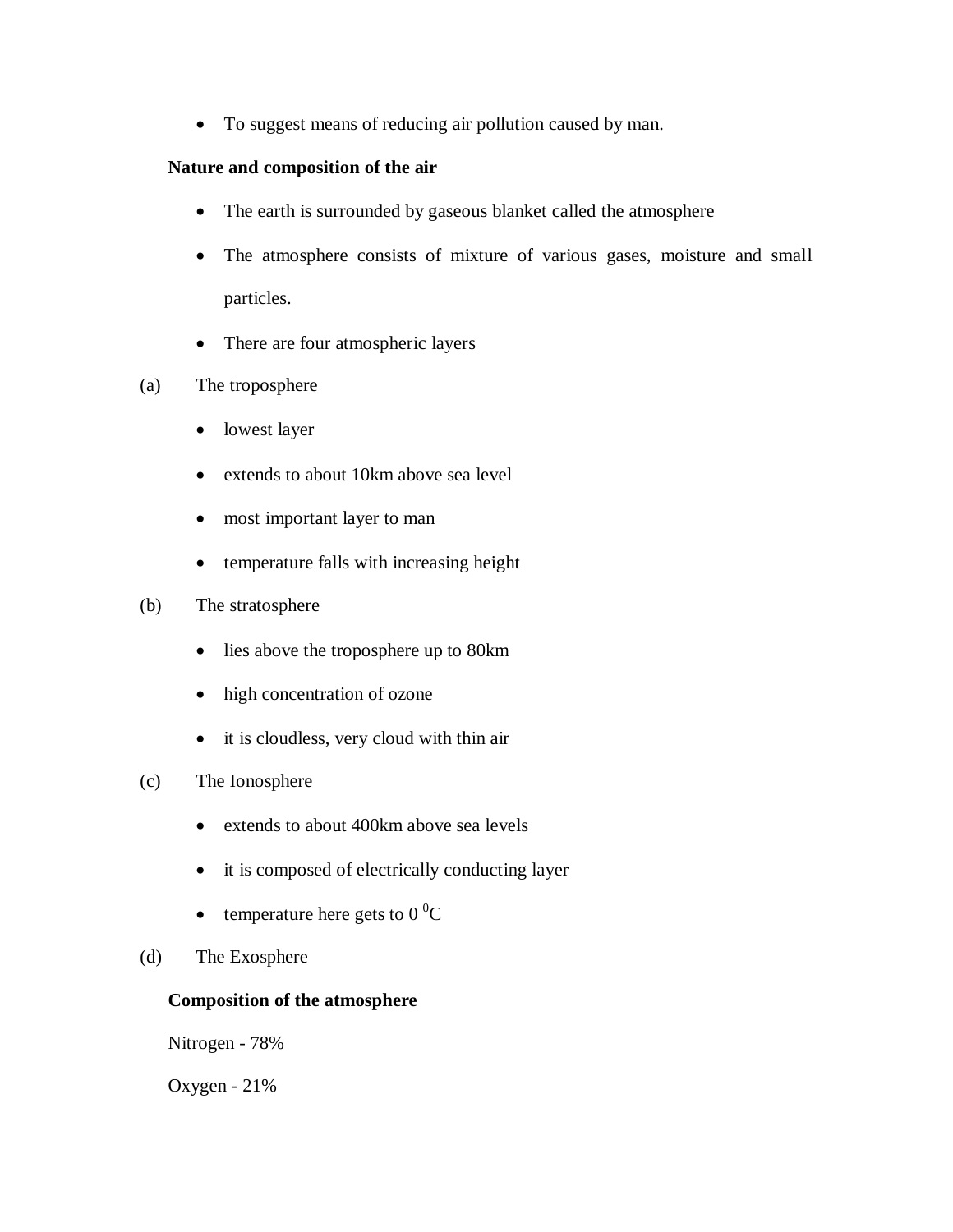- To suggest means of reducing air pollution caused by man.

**Nature and composition of the air**

- The earth is surrounded by gaseous blanket called the atmosphere
- The atmosphere consists of mixture of various gases, moisture and small particles.
- There are four atmospheric layers

(a) The troposphere

- lowest layer
- extends to about 10km above sea level
- most important layer to man
- temperature falls with increasing height

(b) The stratosphere

- lies above the troposphere up to 80km
- high concentration of ozone
- it is cloudless, very cloud with thin air

(c) The Ionosphere

- extends to about 400km above sea levels
- it is composed of electrically conducting layer
- temperature here gets to 0 $^{0}$C

(d) The Exosphere

**Composition of the atmosphere**

Nitrogen - 78%

Oxygen - 21%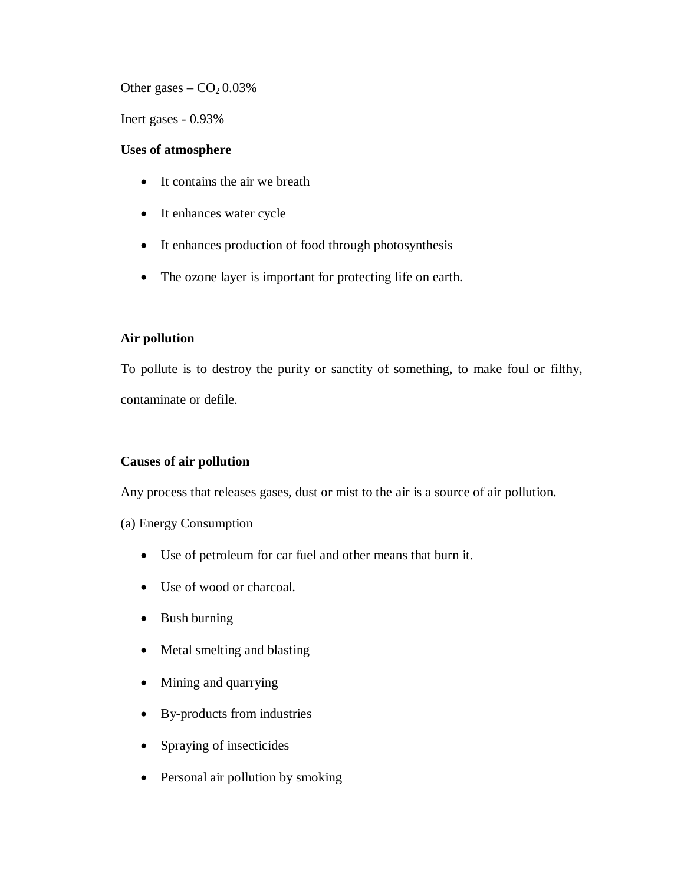Other gases – $CO_2$ 0.03%

Inert gases - 0.93%

**Uses of atmosphere**

- It contains the air we breath
- It enhances water cycle
- It enhances production of food through photosynthesis
- The ozone layer is important for protecting life on earth.

**Air pollution**

To pollute is to destroy the purity or sanctity of something, to make foul or filthy, contaminate or defile.

**Causes of air pollution**

Any process that releases gases, dust or mist to the air is a source of air pollution.

(a) Energy Consumption

- Use of petroleum for car fuel and other means that burn it.
- Use of wood or charcoal.
- Bush burning
- Metal smelting and blasting
- Mining and quarrying
- By-products from industries
- Spraying of insecticides
- Personal air pollution by smoking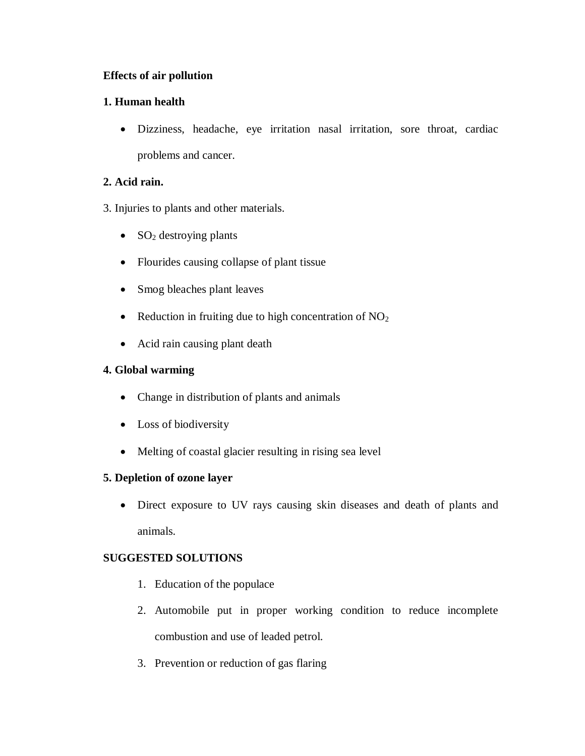**Effects of air pollution**

**1. Human health**

- Dizziness, headache, eye irritation nasal irritation, sore throat, cardiac problems and cancer.

**2. Acid rain.**

3. Injuries to plants and other materials.

- $SO_2$ destroying plants
- Flourides causing collapse of plant tissue
- Smog bleaches plant leaves
- Reduction in fruiting due to high concentration of $NO_2$
- Acid rain causing plant death

**4. Global warming**

- Change in distribution of plants and animals
- Loss of biodiversity
- Melting of coastal glacier resulting in rising sea level

**5. Depletion of ozone layer**

- Direct exposure to UV rays causing skin diseases and death of plants and animals.

**SUGGESTED SOLUTIONS**

1. Education of the populace
2. Automobile put in proper working condition to reduce incomplete combustion and use of leaded petrol.
3. Prevention or reduction of gas flaring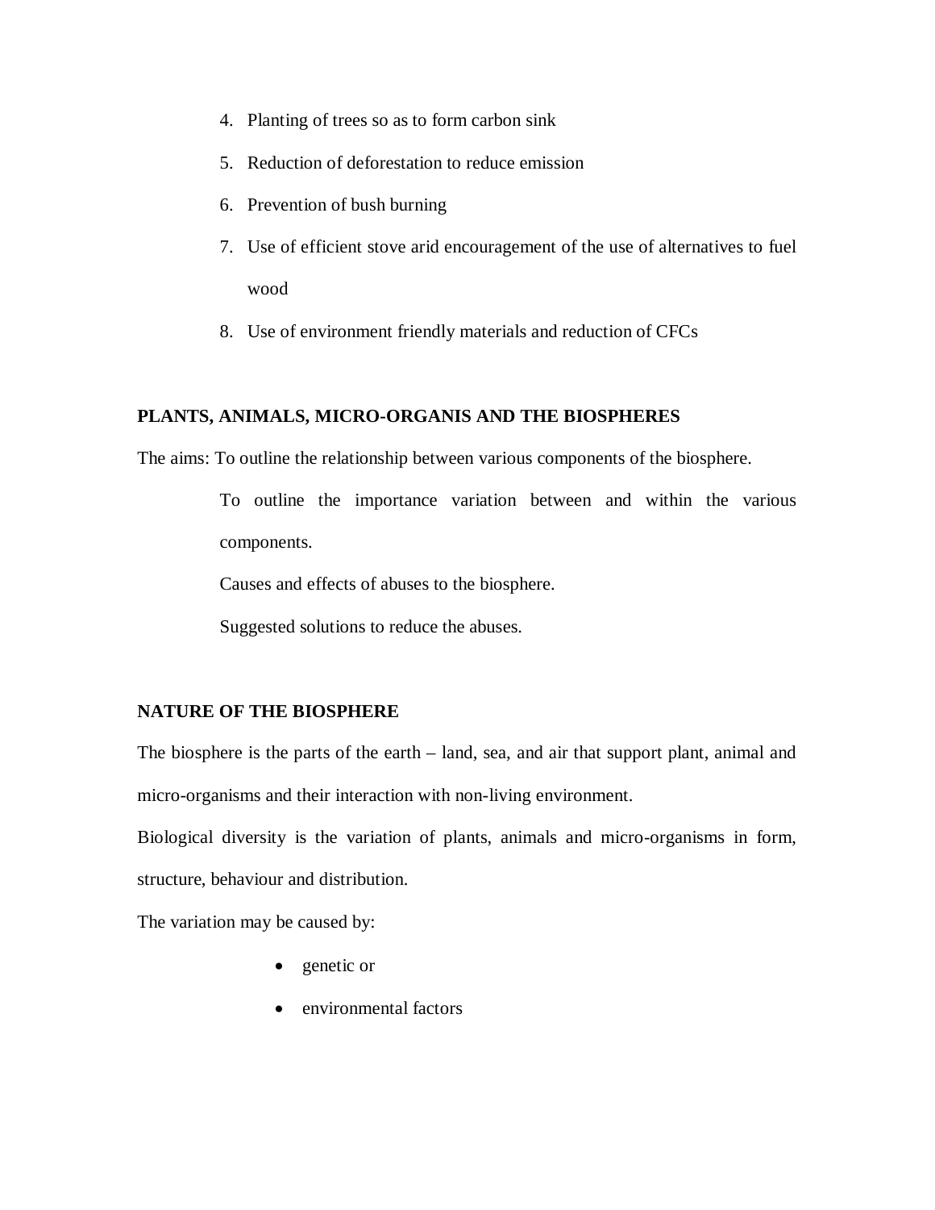4. Planting of trees so as to form carbon sink
5. Reduction of deforestation to reduce emission
6. Prevention of bush burning
7. Use of efficient stove arid encouragement of the use of alternatives to fuel wood
8. Use of environment friendly materials and reduction of CFCs

## PLANTS, ANIMALS, MICRO-ORGANIS AND THE BIOSPHERES

The aims: To outline the relationship between various components of the biosphere.

To outline the importance variation between and within the various components.

Causes and effects of abuses to the biosphere.

Suggested solutions to reduce the abuses.

## NATURE OF THE BIOSPHERE

The biosphere is the parts of the earth – land, sea, and air that support plant, animal and micro-organisms and their interaction with non-living environment.

Biological diversity is the variation of plants, animals and micro-organisms in form, structure, behaviour and distribution.

The variation may be caused by:

- genetic or
- environmental factors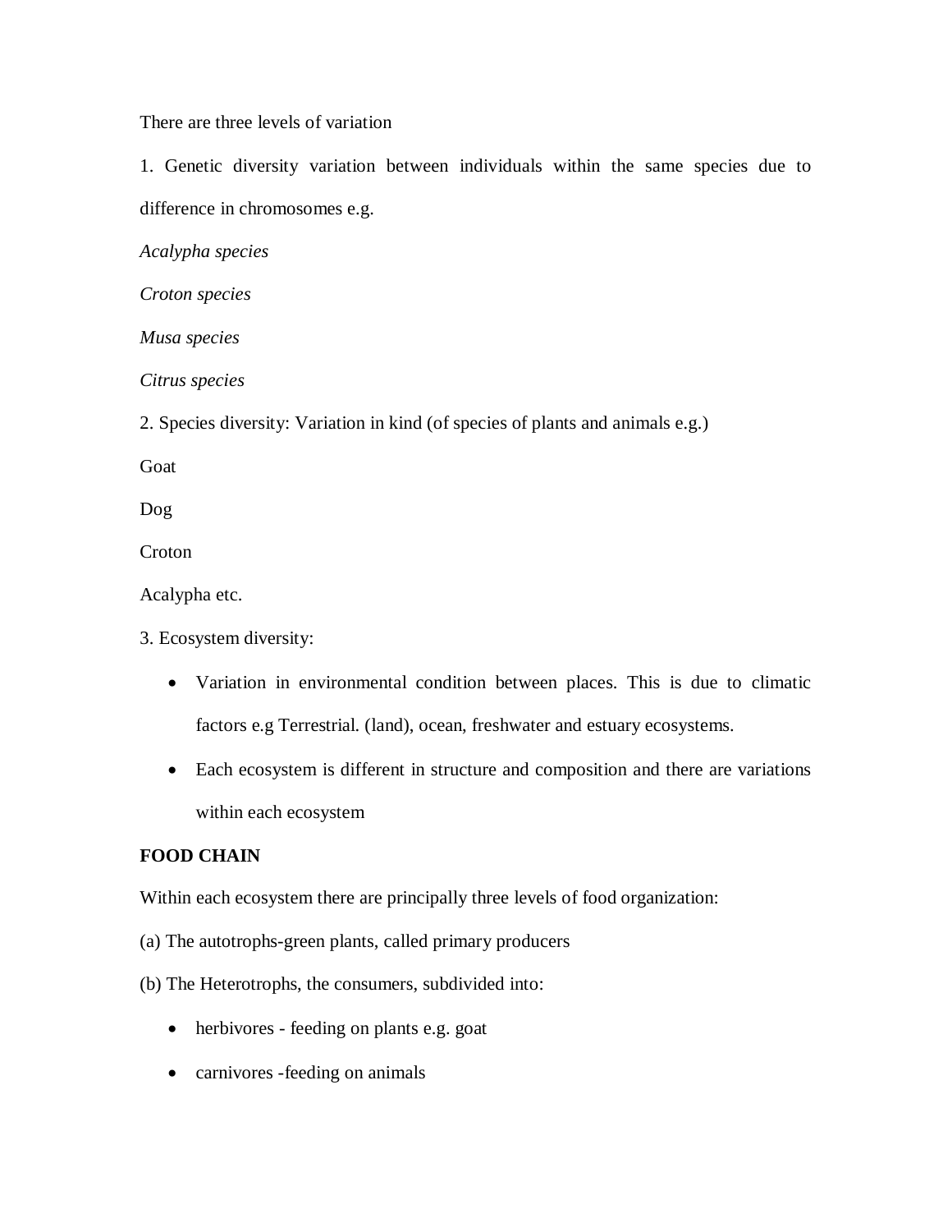There are three levels of variation

1. Genetic diversity variation between individuals within the same species due to difference in chromosomes e.g.

*Acalypha species*

*Croton species*

*Musa species*

*Citrus species*

2. Species diversity: Variation in kind (of species of plants and animals e.g.)

Goat

Dog

Croton

Acalypha etc.

3. Ecosystem diversity:

- Variation in environmental condition between places. This is due to climatic factors e.g Terrestrial. (land), ocean, freshwater and estuary ecosystems.
- Each ecosystem is different in structure and composition and there are variations within each ecosystem

**FOOD CHAIN**

Within each ecosystem there are principally three levels of food organization:

(a) The autotrophs-green plants, called primary producers

(b) The Heterotrophs, the consumers, subdivided into:

- herbivores - feeding on plants e.g. goat
- carnivores -feeding on animals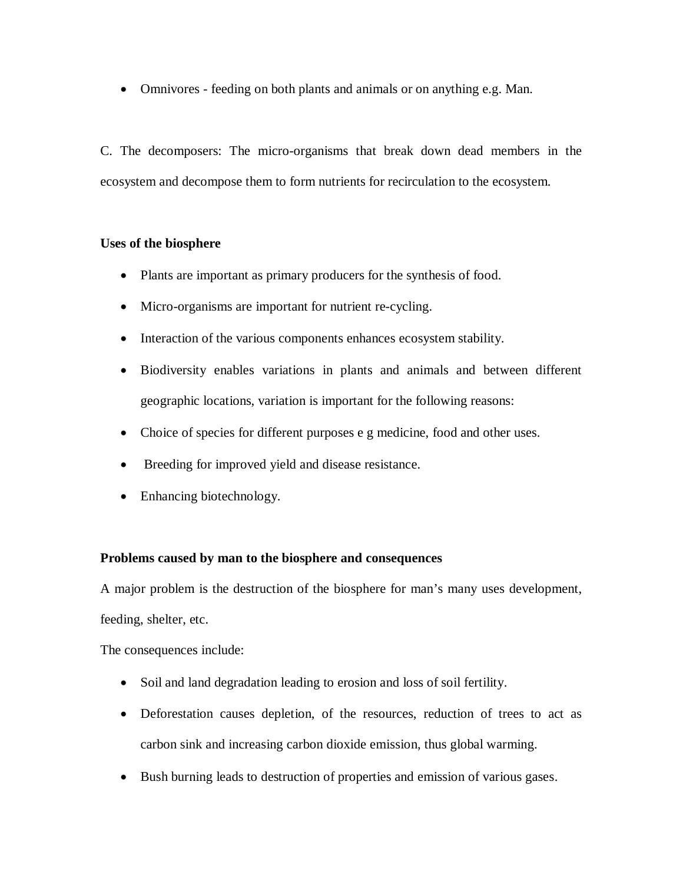- Omnivores - feeding on both plants and animals or on anything e.g. Man.

C. The decomposers: The micro-organisms that break down dead members in the ecosystem and decompose them to form nutrients for recirculation to the ecosystem.

**Uses of the biosphere**

- Plants are important as primary producers for the synthesis of food.
- Micro-organisms are important for nutrient re-cycling.
- Interaction of the various components enhances ecosystem stability.
- Biodiversity enables variations in plants and animals and between different geographic locations, variation is important for the following reasons:
- Choice of species for different purposes e g medicine, food and other uses.
- Breeding for improved yield and disease resistance.
- Enhancing biotechnology.

**Problems caused by man to the biosphere and consequences**

A major problem is the destruction of the biosphere for man's many uses development, feeding, shelter, etc.

The consequences include:

- Soil and land degradation leading to erosion and loss of soil fertility.
- Deforestation causes depletion, of the resources, reduction of trees to act as carbon sink and increasing carbon dioxide emission, thus global warming.
- Bush burning leads to destruction of properties and emission of various gases.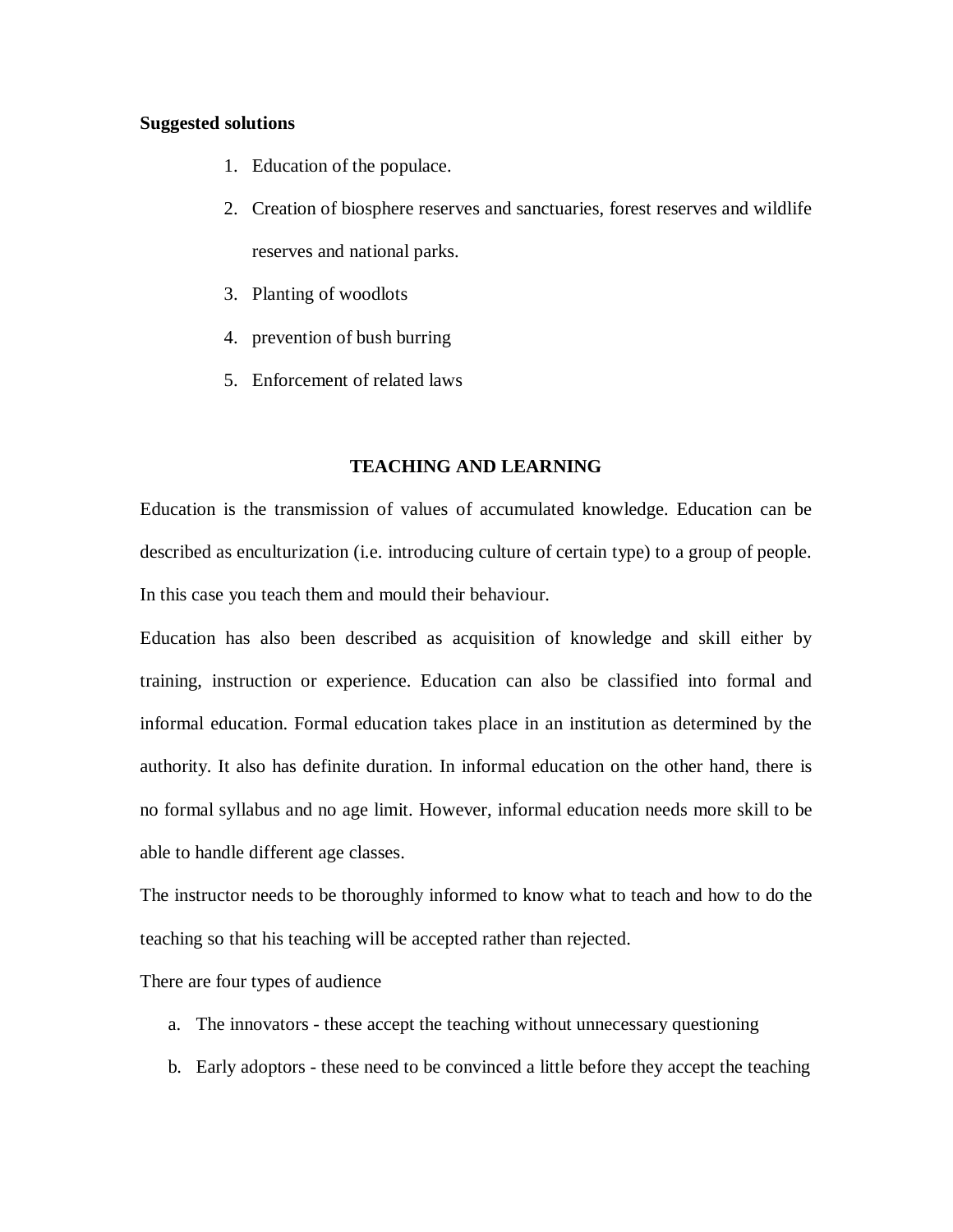**Suggested solutions**

1. Education of the populace.
2. Creation of biosphere reserves and sanctuaries, forest reserves and wildlife reserves and national parks.
3. Planting of woodlots
4. prevention of bush burring
5. Enforcement of related laws

## TEACHING AND LEARNING

Education is the transmission of values of accumulated knowledge. Education can be described as enculturization (i.e. introducing culture of certain type) to a group of people. In this case you teach them and mould their behaviour.

Education has also been described as acquisition of knowledge and skill either by training, instruction or experience. Education can also be classified into formal and informal education. Formal education takes place in an institution as determined by the authority. It also has definite duration. In informal education on the other hand, there is no formal syllabus and no age limit. However, informal education needs more skill to be able to handle different age classes.

The instructor needs to be thoroughly informed to know what to teach and how to do the teaching so that his teaching will be accepted rather than rejected.

There are four types of audience

a. The innovators - these accept the teaching without unnecessary questioning
b. Early adoptors - these need to be convinced a little before they accept the teaching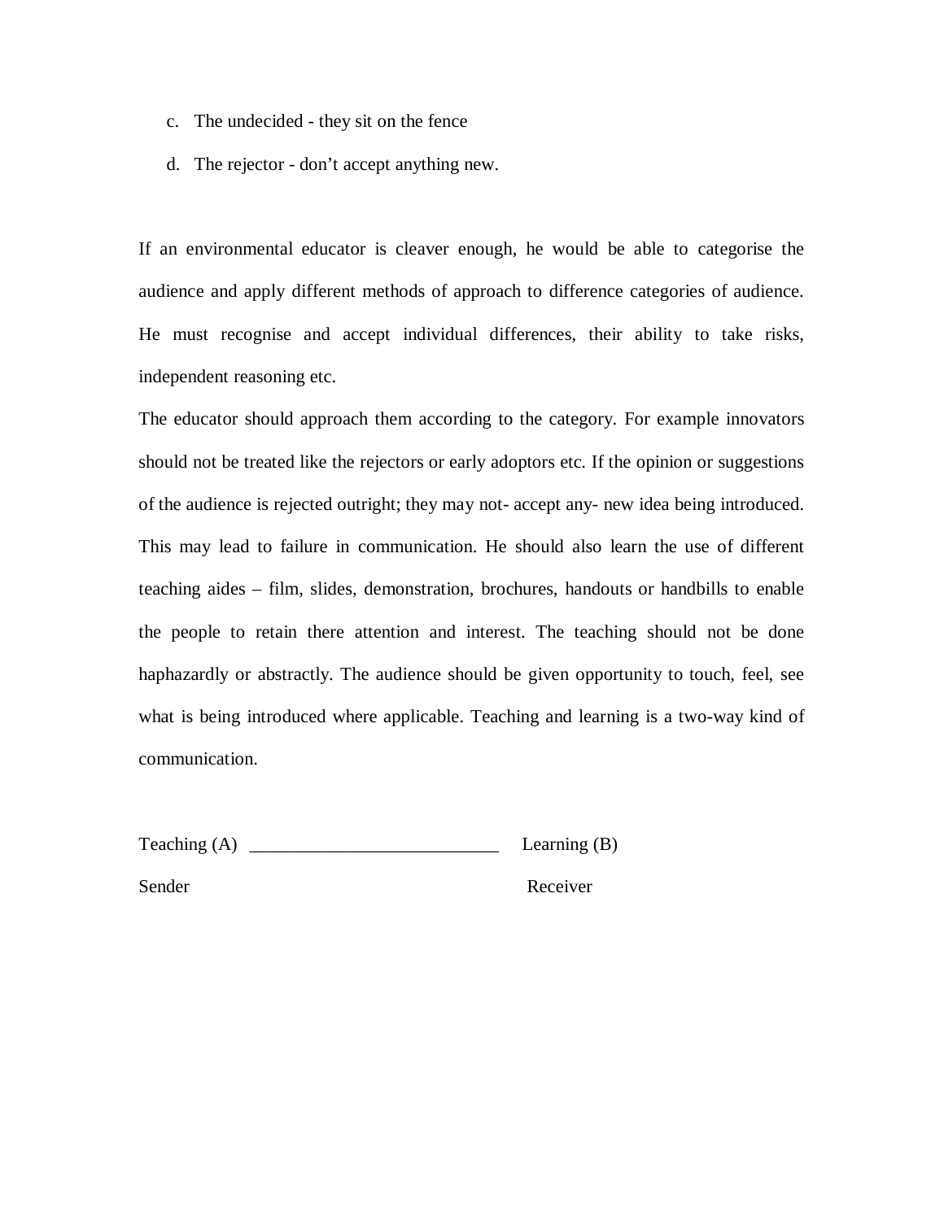c. The undecided - they sit on the fence
d. The rejector - don't accept anything new.

If an environmental educator is cleaver enough, he would be able to categorise the audience and apply different methods of approach to difference categories of audience. He must recognise and accept individual differences, their ability to take risks, independent reasoning etc.

The educator should approach them according to the category. For example innovators should not be treated like the rejectors or early adoptors etc. If the opinion or suggestions of the audience is rejected outright; they may not- accept any- new idea being introduced. This may lead to failure in communication. He should also learn the use of different teaching aides – film, slides, demonstration, brochures, handouts or handbills to enable the people to retain there attention and interest. The teaching should not be done haphazardly or abstractly. The audience should be given opportunity to touch, feel, see what is being introduced where applicable. Teaching and learning is a two-way kind of communication.

Teaching (A) ___________________________ Learning (B)

Sender                                                                 Receiver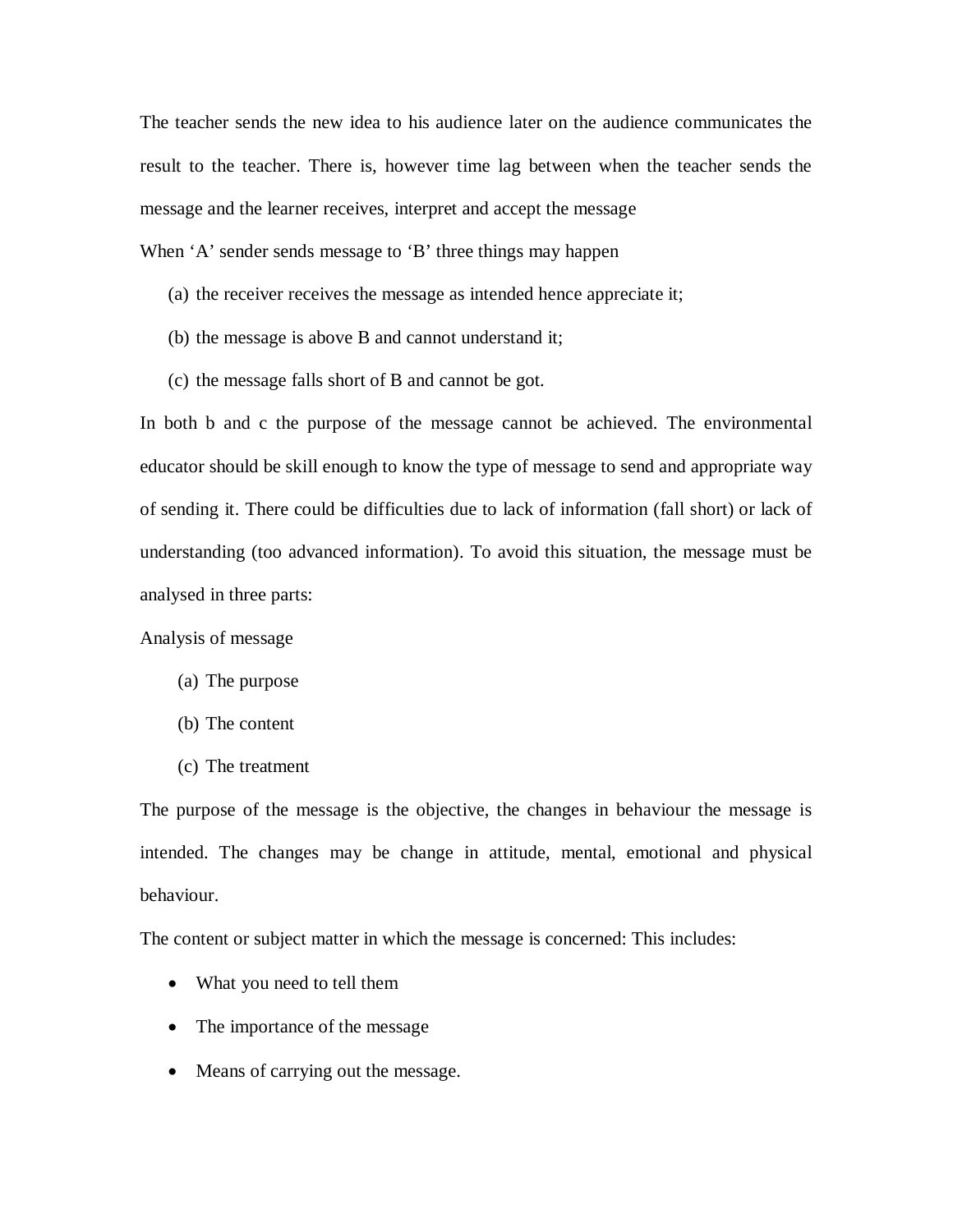The teacher sends the new idea to his audience later on the audience communicates the result to the teacher. There is, however time lag between when the teacher sends the message and the learner receives, interpret and accept the message

When 'A' sender sends message to 'B' three things may happen

(a) the receiver receives the message as intended hence appreciate it;

(b) the message is above B and cannot understand it;

(c) the message falls short of B and cannot be got.

In both b and c the purpose of the message cannot be achieved. The environmental educator should be skill enough to know the type of message to send and appropriate way of sending it. There could be difficulties due to lack of information (fall short) or lack of understanding (too advanced information). To avoid this situation, the message must be analysed in three parts:

Analysis of message

(a) The purpose

(b) The content

(c) The treatment

The purpose of the message is the objective, the changes in behaviour the message is intended. The changes may be change in attitude, mental, emotional and physical behaviour.

The content or subject matter in which the message is concerned: This includes:

- What you need to tell them
- The importance of the message
- Means of carrying out the message.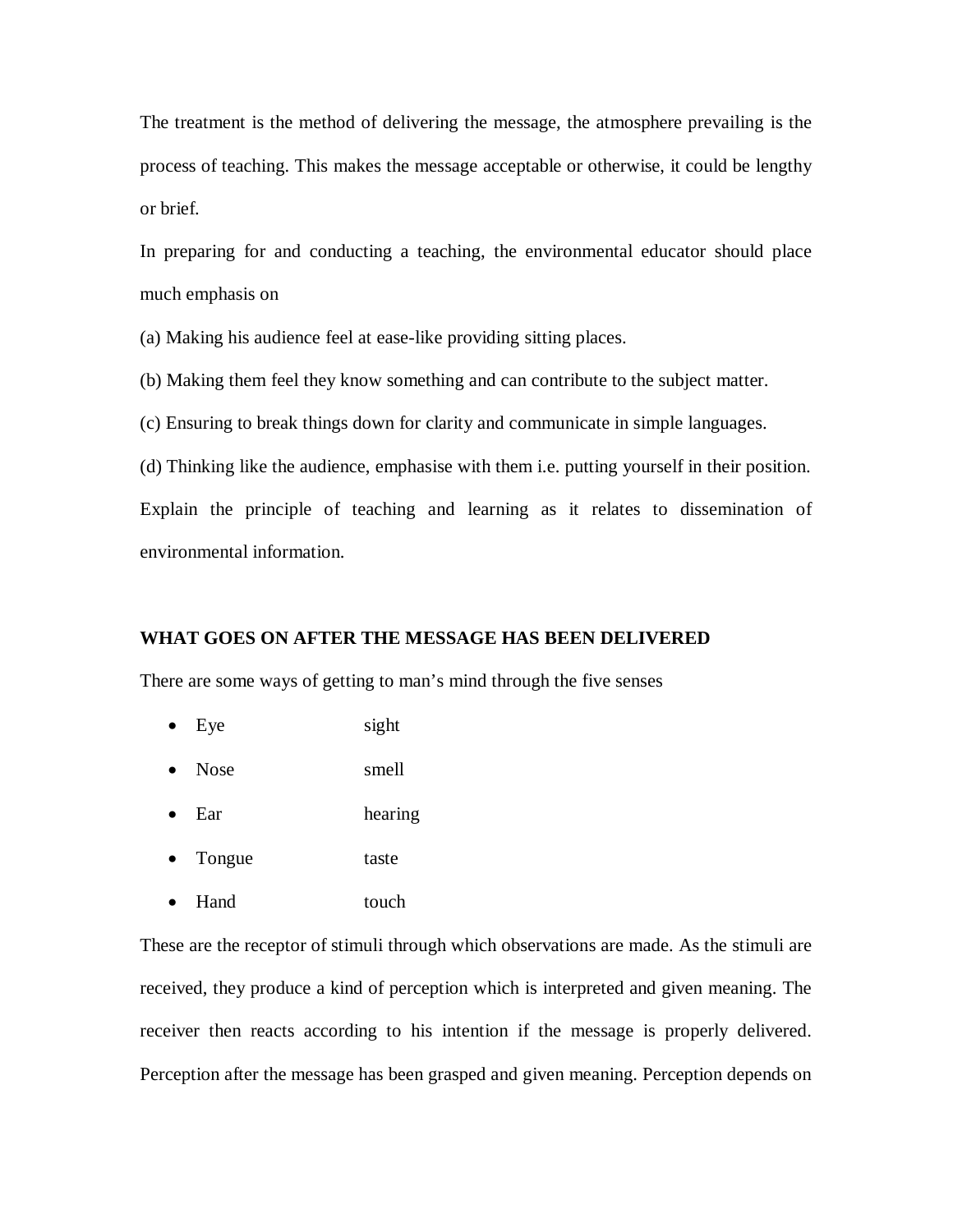The treatment is the method of delivering the message, the atmosphere prevailing is the process of teaching. This makes the message acceptable or otherwise, it could be lengthy or brief.

In preparing for and conducting a teaching, the environmental educator should place much emphasis on

(a) Making his audience feel at ease-like providing sitting places.

(b) Making them feel they know something and can contribute to the subject matter.

(c) Ensuring to break things down for clarity and communicate in simple languages.

(d) Thinking like the audience, emphasise with them i.e. putting yourself in their position.

Explain the principle of teaching and learning as it relates to dissemination of environmental information.

**WHAT GOES ON AFTER THE MESSAGE HAS BEEN DELIVERED**

There are some ways of getting to man's mind through the five senses

- Eye sight
- Nose smell
- Ear hearing
- Tongue taste
- Hand touch

These are the receptor of stimuli through which observations are made. As the stimuli are received, they produce a kind of perception which is interpreted and given meaning. The receiver then reacts according to his intention if the message is properly delivered. Perception after the message has been grasped and given meaning. Perception depends on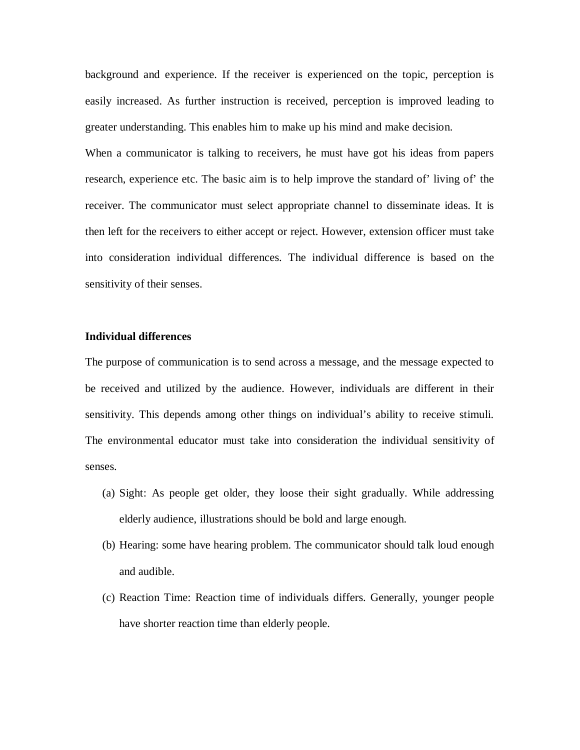background and experience. If the receiver is experienced on the topic, perception is easily increased. As further instruction is received, perception is improved leading to greater understanding. This enables him to make up his mind and make decision.

When a communicator is talking to receivers, he must have got his ideas from papers research, experience etc. The basic aim is to help improve the standard of' living of' the receiver. The communicator must select appropriate channel to disseminate ideas. It is then left for the receivers to either accept or reject. However, extension officer must take into consideration individual differences. The individual difference is based on the sensitivity of their senses.

**Individual differences**

The purpose of communication is to send across a message, and the message expected to be received and utilized by the audience. However, individuals are different in their sensitivity. This depends among other things on individual's ability to receive stimuli. The environmental educator must take into consideration the individual sensitivity of senses.

(a) Sight: As people get older, they loose their sight gradually. While addressing elderly audience, illustrations should be bold and large enough.

(b) Hearing: some have hearing problem. The communicator should talk loud enough and audible.

(c) Reaction Time: Reaction time of individuals differs. Generally, younger people have shorter reaction time than elderly people.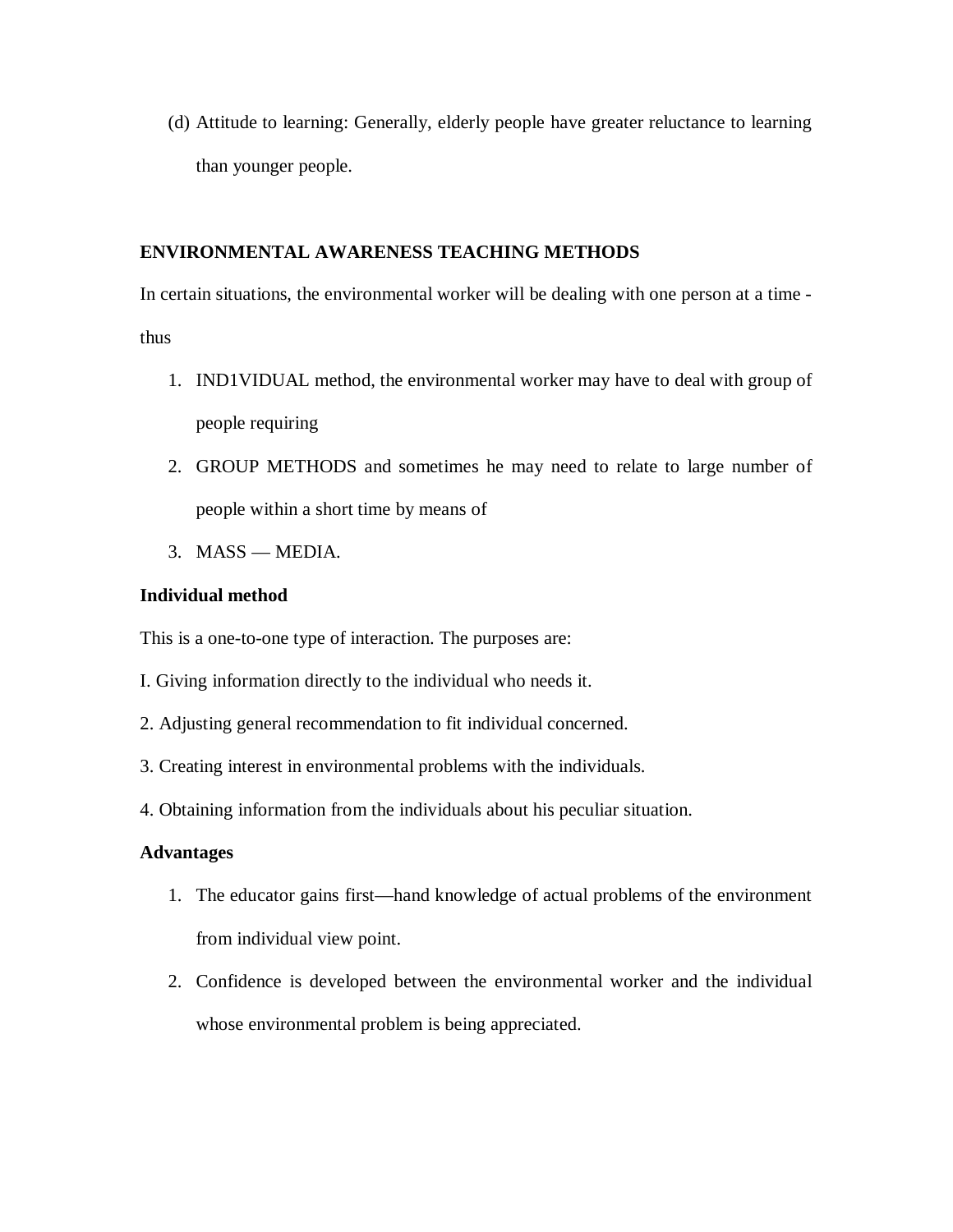(d) Attitude to learning: Generally, elderly people have greater reluctance to learning than younger people.

**ENVIRONMENTAL AWARENESS TEACHING METHODS**

In certain situations, the environmental worker will be dealing with one person at a time - thus

1. IND1VIDUAL method, the environmental worker may have to deal with group of people requiring
2. GROUP METHODS and sometimes he may need to relate to large number of people within a short time by means of
3. MASS — MEDIA.

**Individual method**

This is a one-to-one type of interaction. The purposes are:

I. Giving information directly to the individual who needs it.

2. Adjusting general recommendation to fit individual concerned.

3. Creating interest in environmental problems with the individuals.

4. Obtaining information from the individuals about his peculiar situation.

**Advantages**

1. The educator gains first—hand knowledge of actual problems of the environment from individual view point.
2. Confidence is developed between the environmental worker and the individual whose environmental problem is being appreciated.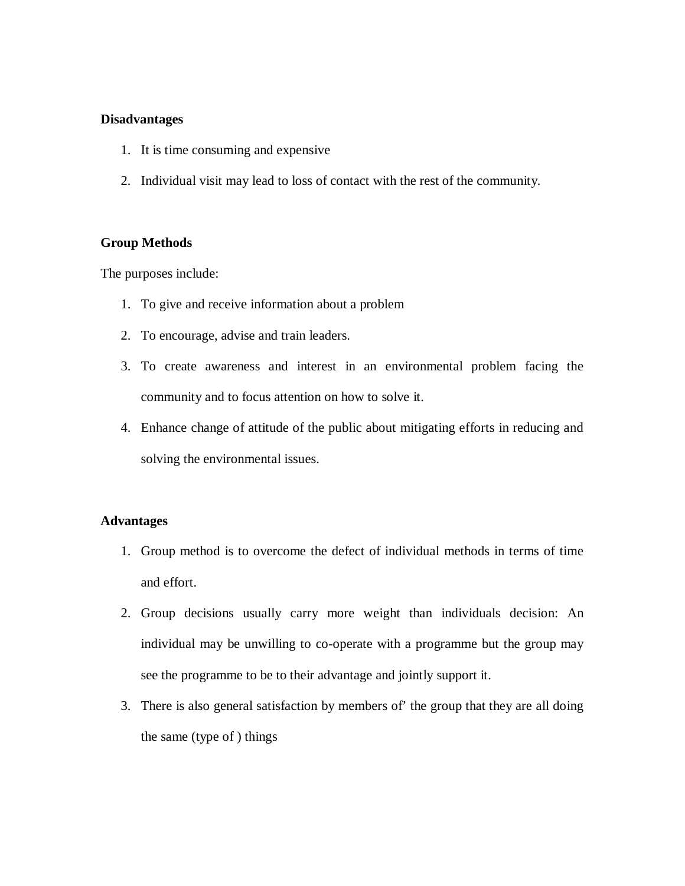**Disadvantages**

1. It is time consuming and expensive
2. Individual visit may lead to loss of contact with the rest of the community.

**Group Methods**

The purposes include:

1. To give and receive information about a problem
2. To encourage, advise and train leaders.
3. To create awareness and interest in an environmental problem facing the community and to focus attention on how to solve it.
4. Enhance change of attitude of the public about mitigating efforts in reducing and solving the environmental issues.

**Advantages**

1. Group method is to overcome the defect of individual methods in terms of time and effort.
2. Group decisions usually carry more weight than individuals decision: An individual may be unwilling to co-operate with a programme but the group may see the programme to be to their advantage and jointly support it.
3. There is also general satisfaction by members of' the group that they are all doing the same (type of ) things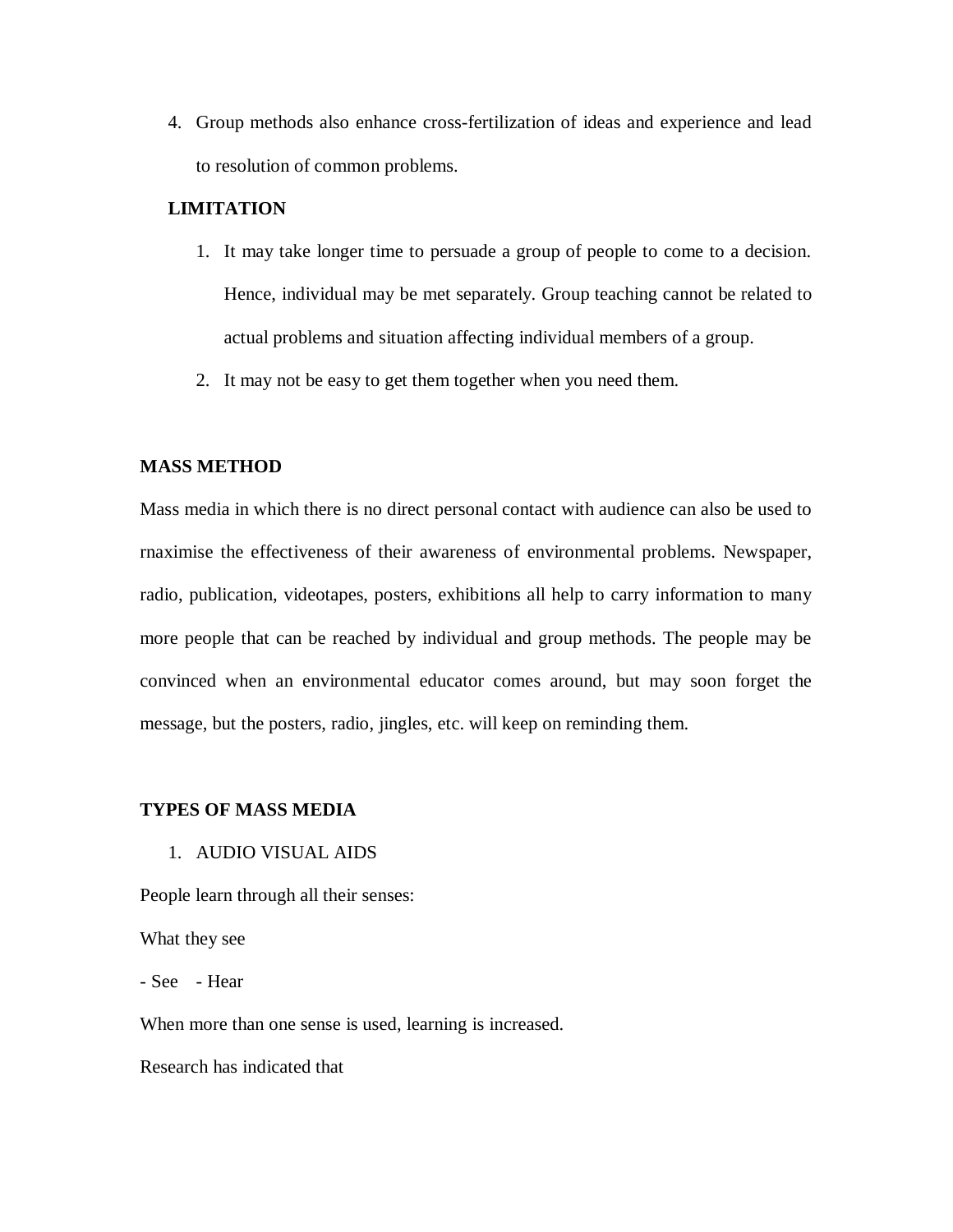4. Group methods also enhance cross-fertilization of ideas and experience and lead to resolution of common problems.

**LIMITATION**

1. It may take longer time to persuade a group of people to come to a decision. Hence, individual may be met separately. Group teaching cannot be related to actual problems and situation affecting individual members of a group.
2. It may not be easy to get them together when you need them.

**MASS METHOD**

Mass media in which there is no direct personal contact with audience can also be used to rnaximise the effectiveness of their awareness of environmental problems. Newspaper, radio, publication, videotapes, posters, exhibitions all help to carry information to many more people that can be reached by individual and group methods. The people may be convinced when an environmental educator comes around, but may soon forget the message, but the posters, radio, jingles, etc. will keep on reminding them.

**TYPES OF MASS MEDIA**

1. AUDIO VISUAL AIDS

People learn through all their senses:

What they see

- See - Hear

When more than one sense is used, learning is increased.

Research has indicated that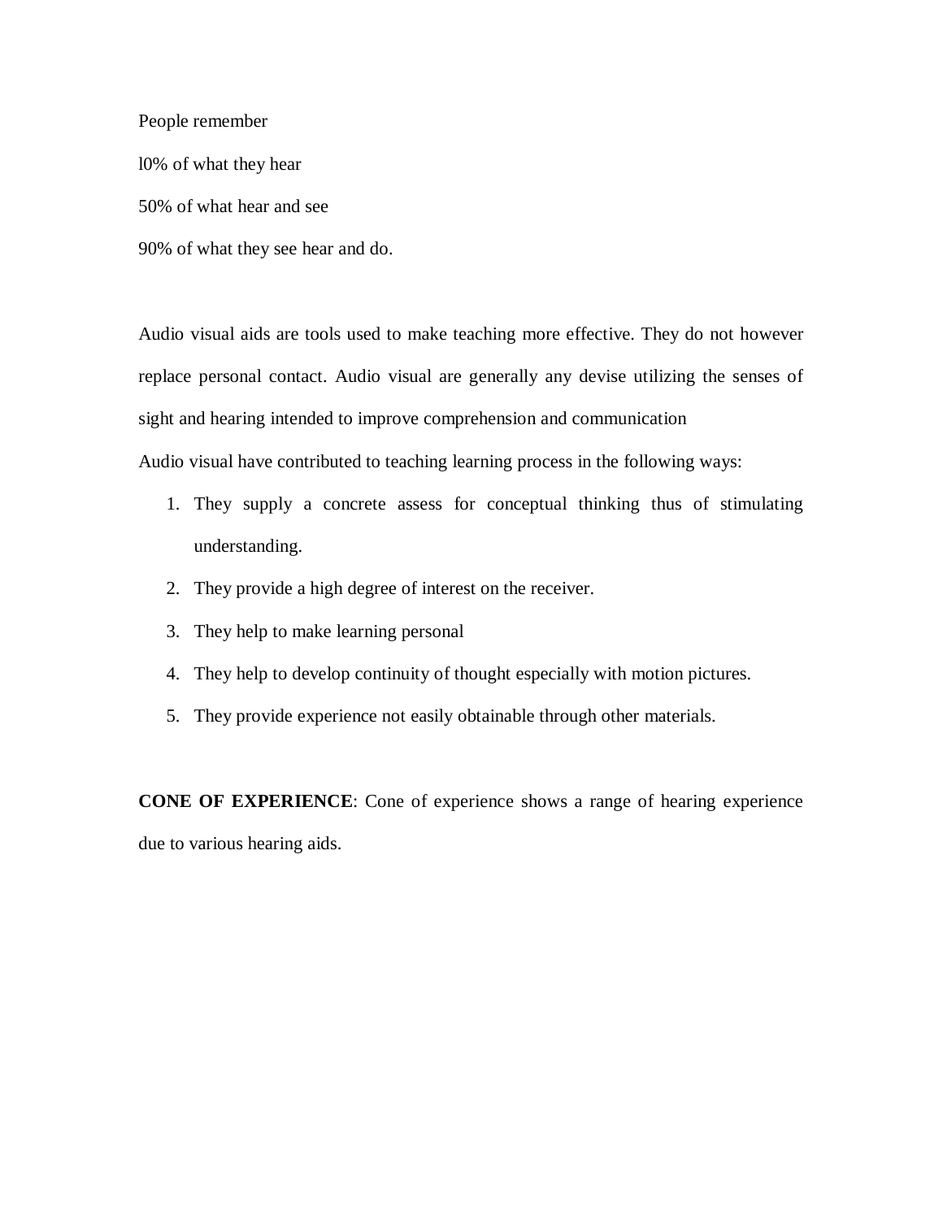People remember

l0% of what they hear

50% of what hear and see

90% of what they see hear and do.

Audio visual aids are tools used to make teaching more effective. They do not however replace personal contact. Audio visual are generally any devise utilizing the senses of sight and hearing intended to improve comprehension and communication

Audio visual have contributed to teaching learning process in the following ways:

1. They supply a concrete assess for conceptual thinking thus of stimulating understanding.
2. They provide a high degree of interest on the receiver.
3. They help to make learning personal
4. They help to develop continuity of thought especially with motion pictures.
5. They provide experience not easily obtainable through other materials.

**CONE OF EXPERIENCE**: Cone of experience shows a range of hearing experience due to various hearing aids.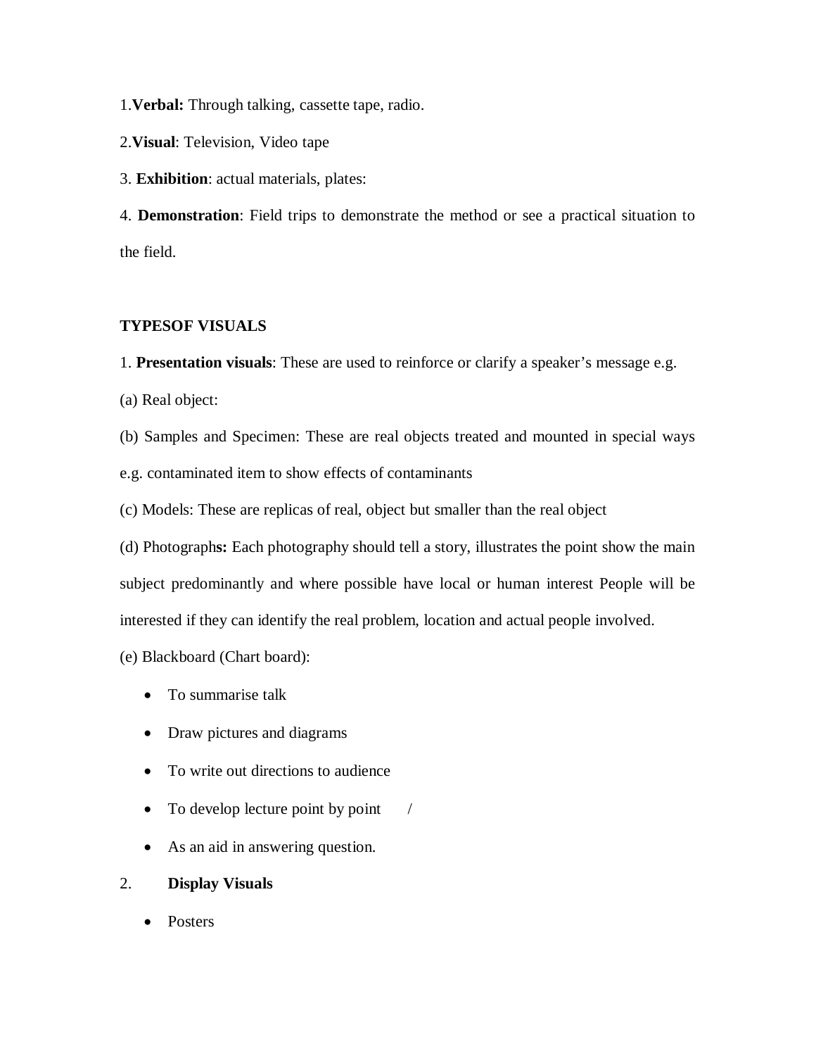1.**Verbal:** Through talking, cassette tape, radio.

2.**Visual**: Television, Video tape

3. **Exhibition**: actual materials, plates:

4. **Demonstration**: Field trips to demonstrate the method or see a practical situation to the field.

**TYPESOF VISUALS**

1. **Presentation visuals**: These are used to reinforce or clarify a speaker's message e.g.

(a) Real object:

(b) Samples and Specimen: These are real objects treated and mounted in special ways e.g. contaminated item to show effects of contaminants

(c) Models: These are replicas of real, object but smaller than the real object

(d) Photograph**s:** Each photography should tell a story, illustrates the point show the main subject predominantly and where possible have local or human interest People will be interested if they can identify the real problem, location and actual people involved.

(e) Blackboard (Chart board):

- To summarise talk
- Draw pictures and diagrams
- To write out directions to audience
- To develop lecture point by point /
- As an aid in answering question.

2. **Display Visuals**

- Posters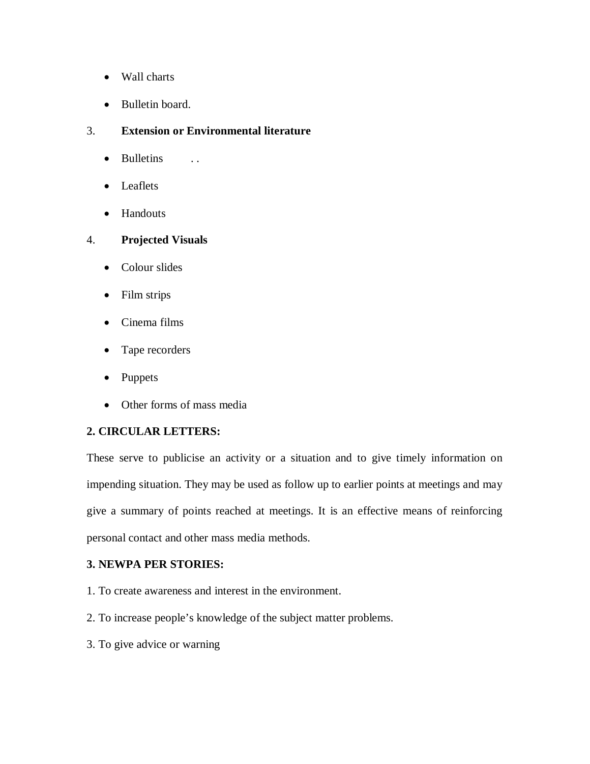- Wall charts
- Bulletin board.

3. **Extension or Environmental literature**

- Bulletins . .
- Leaflets
- Handouts

4. **Projected Visuals**

- Colour slides
- Film strips
- Cinema films
- Tape recorders
- Puppets
- Other forms of mass media

**2. CIRCULAR LETTERS:**

These serve to publicise an activity or a situation and to give timely information on impending situation. They may be used as follow up to earlier points at meetings and may give a summary of points reached at meetings. It is an effective means of reinforcing personal contact and other mass media methods.

**3. NEWPA PER STORIES:**

1. To create awareness and interest in the environment.
2. To increase people's knowledge of the subject matter problems.
3. To give advice or warning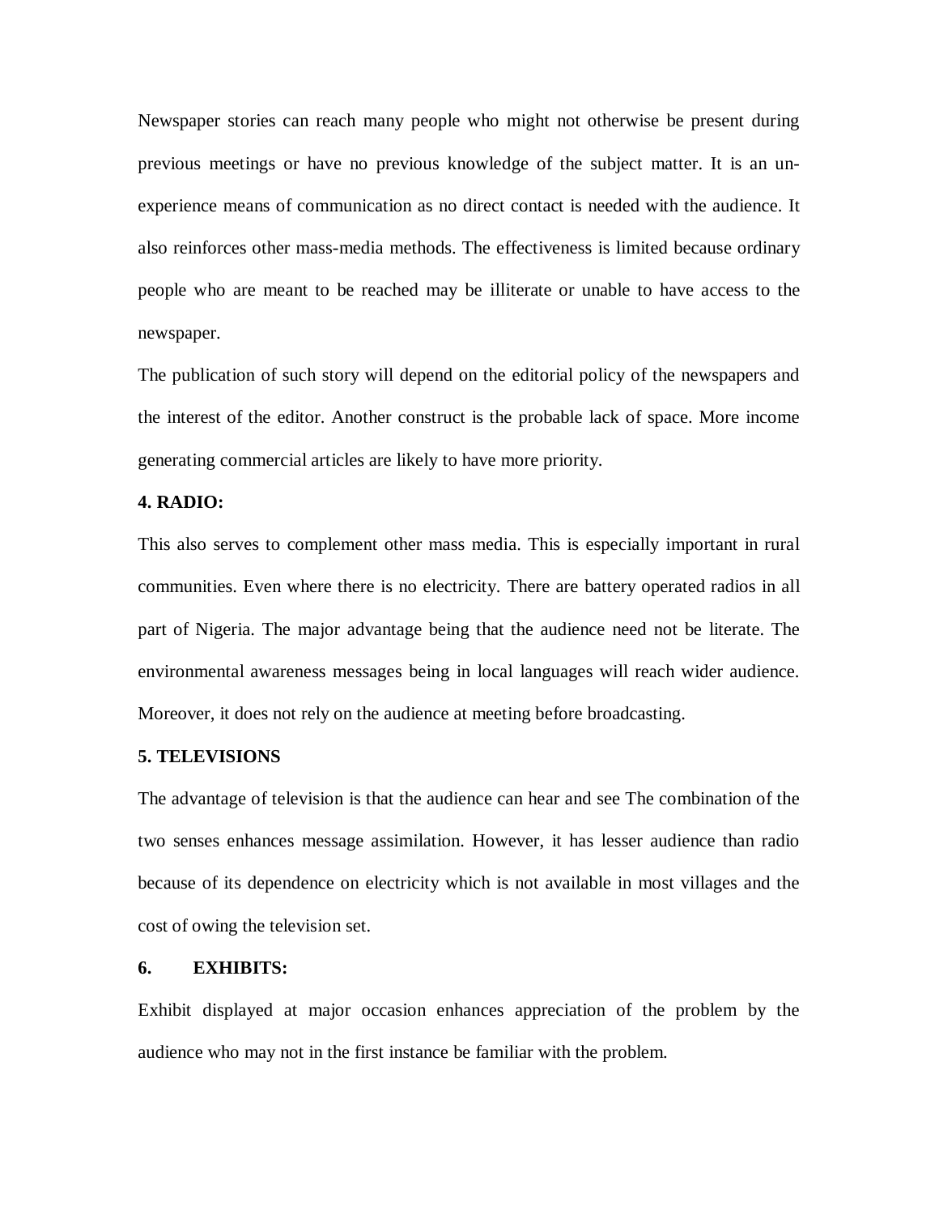Newspaper stories can reach many people who might not otherwise be present during previous meetings or have no previous knowledge of the subject matter. It is an un-experience means of communication as no direct contact is needed with the audience. It also reinforces other mass-media methods. The effectiveness is limited because ordinary people who are meant to be reached may be illiterate or unable to have access to the newspaper.

The publication of such story will depend on the editorial policy of the newspapers and the interest of the editor. Another construct is the probable lack of space. More income generating commercial articles are likely to have more priority.

**4. RADIO:**

This also serves to complement other mass media. This is especially important in rural communities. Even where there is no electricity. There are battery operated radios in all part of Nigeria. The major advantage being that the audience need not be literate. The environmental awareness messages being in local languages will reach wider audience. Moreover, it does not rely on the audience at meeting before broadcasting.

**5. TELEVISIONS**

The advantage of television is that the audience can hear and see The combination of the two senses enhances message assimilation. However, it has lesser audience than radio because of its dependence on electricity which is not available in most villages and the cost of owing the television set.

**6. EXHIBITS:**

Exhibit displayed at major occasion enhances appreciation of the problem by the audience who may not in the first instance be familiar with the problem.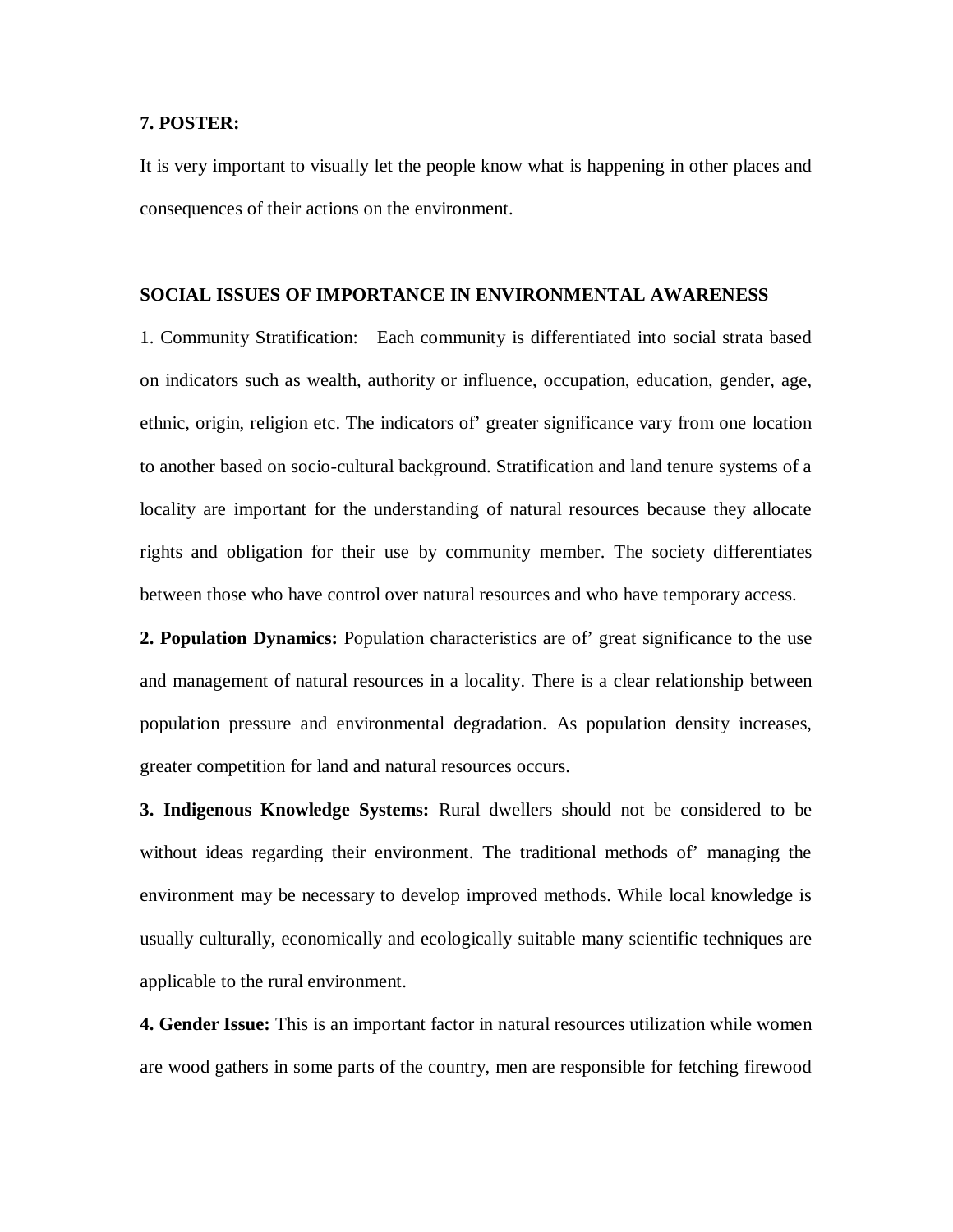**7. POSTER:**

It is very important to visually let the people know what is happening in other places and consequences of their actions on the environment.

**SOCIAL ISSUES OF IMPORTANCE IN ENVIRONMENTAL AWARENESS**

1. Community Stratification: Each community is differentiated into social strata based on indicators such as wealth, authority or influence, occupation, education, gender, age, ethnic, origin, religion etc. The indicators of' greater significance vary from one location to another based on socio-cultural background. Stratification and land tenure systems of a locality are important for the understanding of natural resources because they allocate rights and obligation for their use by community member. The society differentiates between those who have control over natural resources and who have temporary access.

**2. Population Dynamics:** Population characteristics are of' great significance to the use and management of natural resources in a locality. There is a clear relationship between population pressure and environmental degradation. As population density increases, greater competition for land and natural resources occurs.

**3. Indigenous Knowledge Systems:** Rural dwellers should not be considered to be without ideas regarding their environment. The traditional methods of' managing the environment may be necessary to develop improved methods. While local knowledge is usually culturally, economically and ecologically suitable many scientific techniques are applicable to the rural environment.

**4. Gender Issue:** This is an important factor in natural resources utilization while women are wood gathers in some parts of the country, men are responsible for fetching firewood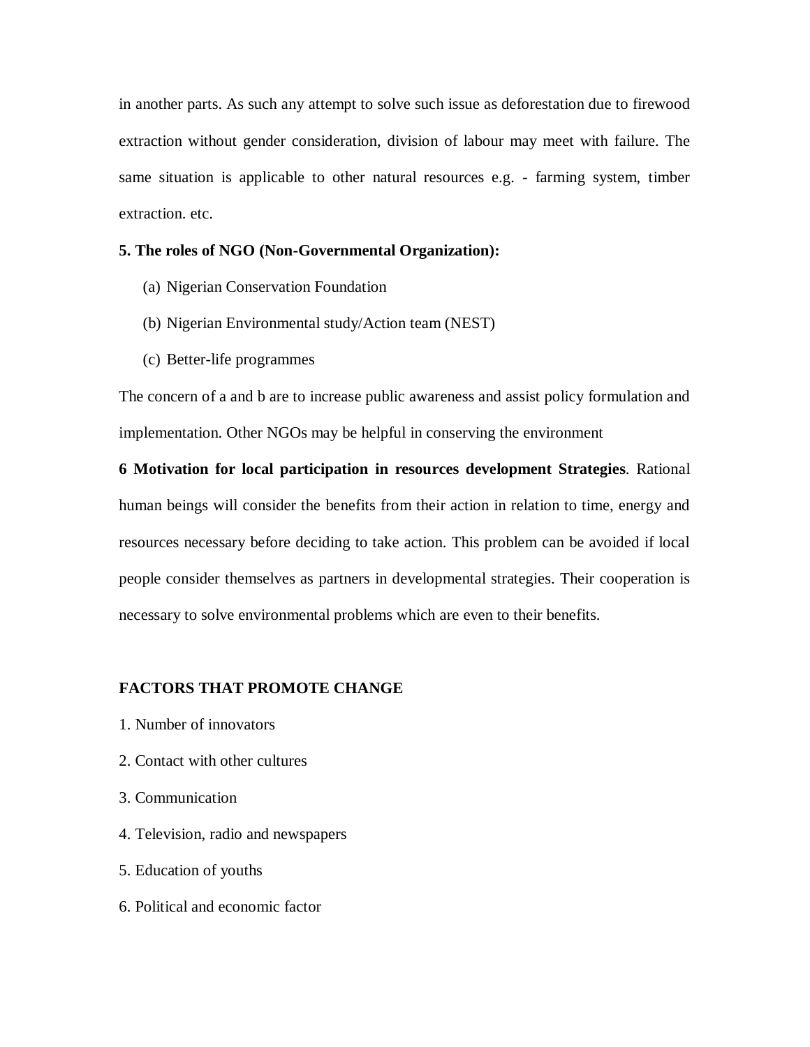in another parts. As such any attempt to solve such issue as deforestation due to firewood extraction without gender consideration, division of labour may meet with failure. The same situation is applicable to other natural resources e.g. - farming system, timber extraction. etc.

**5. The roles of NGO (Non-Governmental Organization):**

(a) Nigerian Conservation Foundation

(b) Nigerian Environmental study/Action team (NEST)

(c) Better-life programmes

The concern of a and b are to increase public awareness and assist policy formulation and implementation. Other NGOs may be helpful in conserving the environment

**6 Motivation for local participation in resources development Strategies**. Rational human beings will consider the benefits from their action in relation to time, energy and resources necessary before deciding to take action. This problem can be avoided if local people consider themselves as partners in developmental strategies. Their cooperation is necessary to solve environmental problems which are even to their benefits.

**FACTORS THAT PROMOTE CHANGE**

1. Number of innovators
2. Contact with other cultures
3. Communication
4. Television, radio and newspapers
5. Education of youths
6. Political and economic factor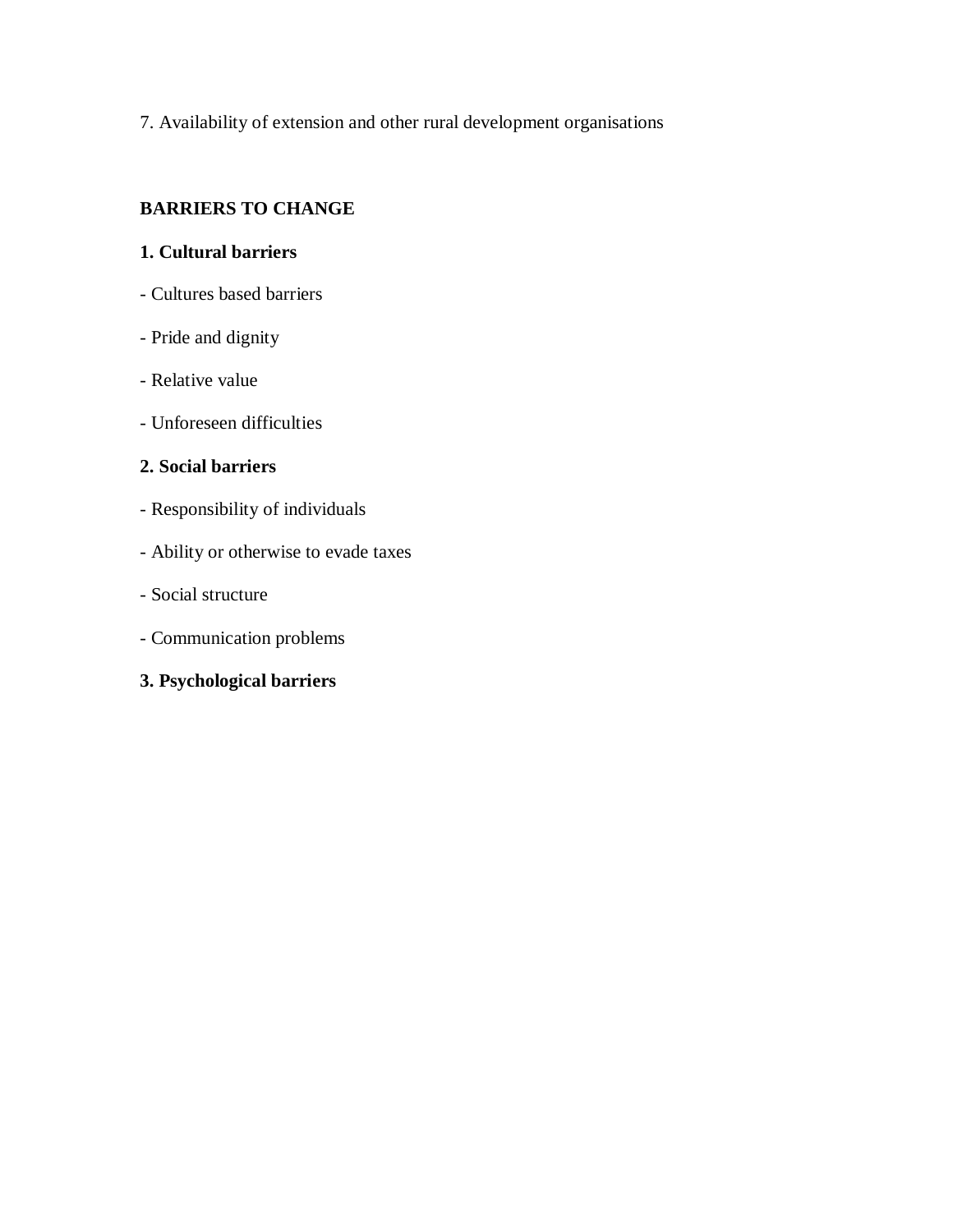7. Availability of extension and other rural development organisations

## BARRIERS TO CHANGE

**1. Cultural barriers**

- Cultures based barriers
- Pride and dignity
- Relative value
- Unforeseen difficulties

**2. Social barriers**

- Responsibility of individuals
- Ability or otherwise to evade taxes
- Social structure
- Communication problems

**3. Psychological barriers**